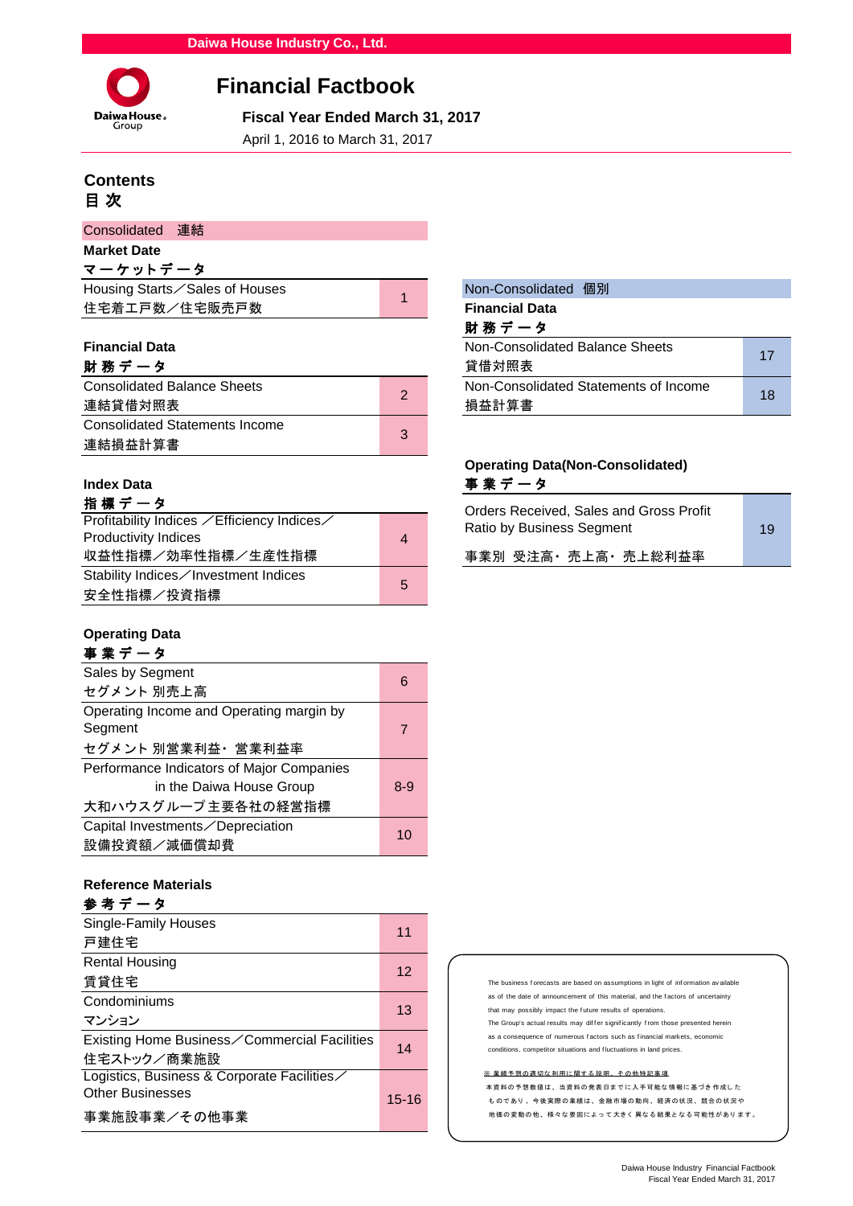Daiwa House Industry Co., Ltd.

# Financial Factbook

**Fiscal Year Ended March 31, 2017**

April 1, 2016 to March 31, 2017

## Contents
## 目 次

### Consolidated 連結

**Market Date**
**マーケットデータ**

| Item | Page |
|---|---|
| Housing Starts／Sales of Houses<br>住宅着工戸数／住宅販売戸数 | 1 |

**Financial Data**
**財 務 デ ー タ**

| Item | Page |
|---|---|
| Consolidated Balance Sheets<br>連結貸借対照表 | 2 |
| Consolidated Statements Income<br>連結損益計算書 | 3 |

**Index Data**
**指 標 デ ー タ**

| Item | Page |
|---|---|
| Profitability Indices ／Efficiency Indices／Productivity Indices<br>収益性指標／効率性指標／生産性指標 | 4 |
| Stability Indices／Investment Indices<br>安全性指標／投資指標 | 5 |

**Operating Data**
**事 業 デ ー タ**

| Item | Page |
|---|---|
| Sales by Segment<br>セグメント 別売上高 | 6 |
| Operating Income and Operating margin by Segment<br>セグメント 別営業利益・ 営業利益率 | 7 |
| Performance Indicators of Major Companies in the Daiwa House Group<br>大和ハウスグループ主要各社の経営指標 | 8-9 |
| Capital Investments／Depreciation<br>設備投資額／減価償却費 | 10 |

**Reference Materials**
**参 考 デ ー タ**

| Item | Page |
|---|---|
| Single-Family Houses<br>戸建住宅 | 11 |
| Rental Housing<br>賃貸住宅 | 12 |
| Condominiums<br>マンション | 13 |
| Existing Home Business／Commercial Facilities<br>住宅ストック／商業施設 | 14 |
| Logistics, Business & Corporate Facilities／Other Businesses<br>事業施設事業／その他事業 | 15-16 |

### Non-Consolidated 個別

**Financial Data**
**財 務 デ ー タ**

| Item | Page |
|---|---|
| Non-Consolidated Balance Sheets<br>貸借対照表 | 17 |
| Non-Consolidated Statements of Income<br>損益計算書 | 18 |

**Operating Data(Non-Consolidated)**
**事 業 デ ー タ**

| Item | Page |
|---|---|
| Orders Received, Sales and Gross Profit Ratio by Business Segment<br>事業別 受注高・ 売上高・ 売上総利益率 | 19 |

The business forecasts are based on assumptions in light of information available as of the date of announcement of this material, and the factors of uncertainty that may possibly impact the future results of operations.
The Group's actual results may differ significantly from those presented herein as a consequence of numerous factors such as financial markets, economic conditions, competitor situations and fluctuations in land prices.

※ 業績予想の適切な利用に関する説明、その他特記事項
本資料の予想数値は、当資料の発表日までに入手可能な情報に基づき作成したものであり、今後実際の業績は、金融市場の動向、経済の状況、競合の状況や地価の変動の他、様々な要因によって大きく異なる結果となる可能性があります。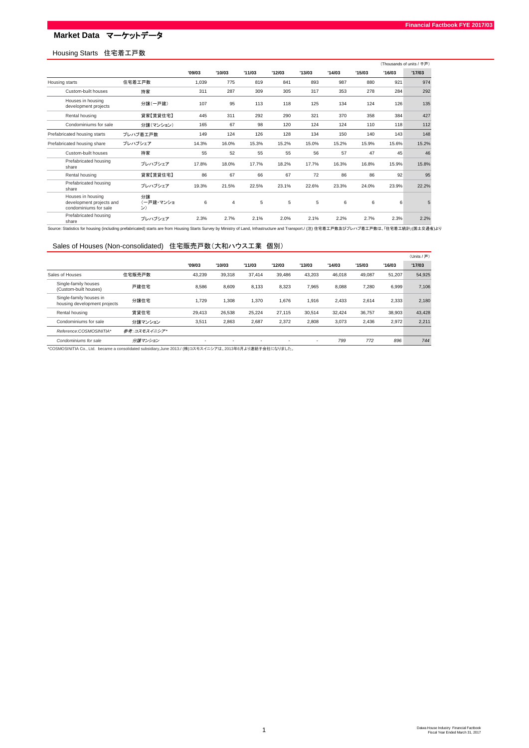# Market Data　マーケットデータ

## Housing Starts　住宅着工戸数

（Thousands of units / 千戸）

| | | '09/03 | '10/03 | '11/03 | '12/03 | '13/03 | '14/03 | '15/03 | '16/03 | '17/03 |
|---|---|---|---|---|---|---|---|---|---|---|
| Housing starts | 住宅着工戸数 | 1,039 | 775 | 819 | 841 | 893 | 987 | 880 | 921 | 974 |
| Custom-built houses | 持家 | 311 | 287 | 309 | 305 | 317 | 353 | 278 | 284 | 292 |
| Houses in housing development projects | 分譲(一戸建) | 107 | 95 | 113 | 118 | 125 | 134 | 124 | 126 | 135 |
| Rental housing | 貸家【賃貸住宅】 | 445 | 311 | 292 | 290 | 321 | 370 | 358 | 384 | 427 |
| Condominiums for sale | 分譲(マンション) | 165 | 67 | 98 | 120 | 124 | 124 | 110 | 118 | 112 |
| Prefabricated housing starts | プレハブ着工戸数 | 149 | 124 | 126 | 128 | 134 | 150 | 140 | 143 | 148 |
| Prefabricated housing share | プレハブシェア | 14.3% | 16.0% | 15.3% | 15.2% | 15.0% | 15.2% | 15.9% | 15.6% | 15.2% |
| Custom-built houses | 持家 | 55 | 52 | 55 | 55 | 56 | 57 | 47 | 45 | 46 |
| Prefabricated housing share | プレハブシェア | 17.8% | 18.0% | 17.7% | 18.2% | 17.7% | 16.3% | 16.8% | 15.9% | 15.8% |
| Rental housing | 貸家【賃貸住宅】 | 86 | 67 | 66 | 67 | 72 | 86 | 86 | 92 | 95 |
| Prefabricated housing share | プレハブシェア | 19.3% | 21.5% | 22.5% | 23.1% | 22.6% | 23.3% | 24.0% | 23.9% | 22.2% |
| Houses in housing development projects and condominiums for sale | 分譲（一戸建・マンション） | 6 | 4 | 5 | 5 | 5 | 6 | 6 | 6 | 5 |
| Prefabricated housing share | プレハブシェア | 2.3% | 2.7% | 2.1% | 2.0% | 2.1% | 2.2% | 2.7% | 2.3% | 2.2% |

Source: Statistics for housing (including prefabricated) starts are from Housing Starts Survey by Ministry of Land, Infrastructure and Transport./ (注) 住宅着工戸数及びプレハブ着工戸数は、｢住宅着工統計｣(国土交通省)より

## Sales of Houses (Non-consolidated)　住宅販売戸数（大和ハウス工業　個別）

（Units / 戸）

| | | '09/03 | '10/03 | '11/03 | '12/03 | '13/03 | '14/03 | '15/03 | '16/03 | '17/03 |
|---|---|---|---|---|---|---|---|---|---|---|
| Sales of Houses | 住宅販売戸数 | 43,239 | 39,318 | 37,414 | 39,486 | 43,203 | 46,018 | 49,087 | 51,207 | 54,925 |
| Single-family houses (Custom-built houses) | 戸建住宅 | 8,586 | 8,609 | 8,133 | 8,323 | 7,965 | 8,088 | 7,280 | 6,999 | 7,106 |
| Single-family houses in housing development projects | 分譲住宅 | 1,729 | 1,308 | 1,370 | 1,676 | 1,916 | 2,433 | 2,614 | 2,333 | 2,180 |
| Rental housing | 賃貸住宅 | 29,413 | 26,538 | 25,224 | 27,115 | 30,514 | 32,424 | 36,757 | 38,903 | 43,428 |
| Condominiums for sale | 分譲マンション | 3,511 | 2,863 | 2,687 | 2,372 | 2,808 | 3,073 | 2,436 | 2,972 | 2,211 |
| *Reference:COSMOSINITIA** | *参考：コスモスイニシア** | | | | | | | | | |
| *Condominiums for sale* | *分譲マンション* | - | - | - | - | - | *799* | *772* | *896* | *744* |

*COSMOSINITIA Co., Ltd. became a consolidated subsidiary,June 2013./ (株)コスモスイニシアは、2013年6月より連結子会社になりました。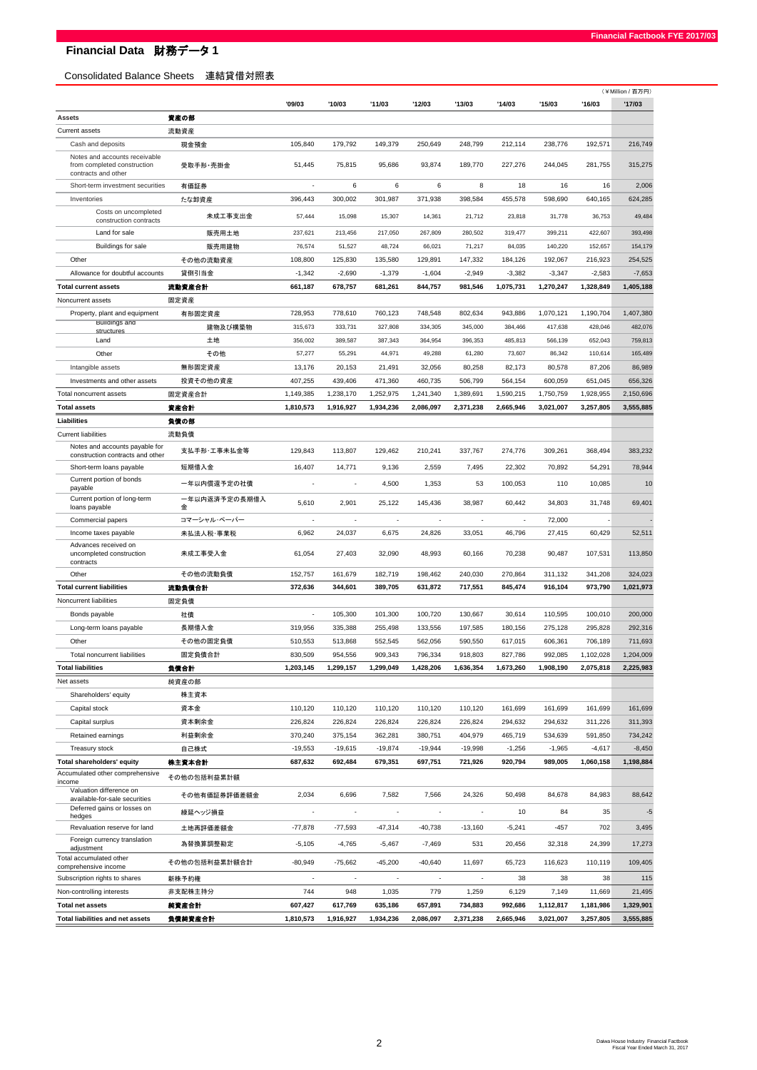# Financial Data 財務データ 1

## Consolidated Balance Sheets 連結貸借対照表

（¥Million / 百万円）

| | | '09/03 | '10/03 | '11/03 | '12/03 | '13/03 | '14/03 | '15/03 | '16/03 | '17/03 |
|---|---|---|---|---|---|---|---|---|---|---|
| **Assets** | **資産の部** | | | | | | | | | |
| Current assets | 流動資産 | | | | | | | | | |
| Cash and deposits | 現金預金 | 105,840 | 179,792 | 149,379 | 250,649 | 248,799 | 212,114 | 238,776 | 192,571 | 216,749 |
| Notes and accounts receivable from completed construction contracts and other | 受取手形・売掛金 | 51,445 | 75,815 | 95,686 | 93,874 | 189,770 | 227,276 | 244,045 | 281,755 | 315,275 |
| Short-term investment securities | 有価証券 | - | 6 | 6 | 6 | 8 | 18 | 16 | 16 | 2,006 |
| Inventories | たな卸資産 | 396,443 | 300,002 | 301,987 | 371,938 | 398,584 | 455,578 | 598,690 | 640,165 | 624,285 |
| Costs on uncompleted construction contracts | 未成工事支出金 | 57,444 | 15,098 | 15,307 | 14,361 | 21,712 | 23,818 | 31,778 | 36,753 | 49,484 |
| Land for sale | 販売用土地 | 237,621 | 213,456 | 217,050 | 267,809 | 280,502 | 319,477 | 399,211 | 422,607 | 393,498 |
| Buildings for sale | 販売用建物 | 76,574 | 51,527 | 48,724 | 66,021 | 71,217 | 84,035 | 140,220 | 152,657 | 154,179 |
| Other | その他の流動資産 | 108,800 | 125,830 | 135,580 | 129,891 | 147,332 | 184,126 | 192,067 | 216,923 | 254,525 |
| Allowance for doubtful accounts | 貸倒引当金 | -1,342 | -2,690 | -1,379 | -1,604 | -2,949 | -3,382 | -3,347 | -2,583 | -7,653 |
| **Total current assets** | **流動資産合計** | **661,187** | **678,757** | **681,261** | **844,757** | **981,546** | **1,075,731** | **1,270,247** | **1,328,849** | **1,405,188** |
| Noncurrent assets | 固定資産 | | | | | | | | | |
| Property, plant and equipment | 有形固定資産 | 728,953 | 778,610 | 760,123 | 748,548 | 802,634 | 943,886 | 1,070,121 | 1,190,704 | 1,407,380 |
| Buildings and structures | 建物及び構築物 | 315,673 | 333,731 | 327,808 | 334,305 | 345,000 | 384,466 | 417,638 | 428,046 | 482,076 |
| Land | 土地 | 356,002 | 389,587 | 387,343 | 364,954 | 396,353 | 485,813 | 566,139 | 652,043 | 759,813 |
| Other | その他 | 57,277 | 55,291 | 44,971 | 49,288 | 61,280 | 73,607 | 86,342 | 110,614 | 165,489 |
| Intangible assets | 無形固定資産 | 13,176 | 20,153 | 21,491 | 32,056 | 80,258 | 82,173 | 80,578 | 87,206 | 86,989 |
| Investments and other assets | 投資その他の資産 | 407,255 | 439,406 | 471,360 | 460,735 | 506,799 | 564,154 | 600,059 | 651,045 | 656,326 |
| Total noncurrent assets | 固定資産合計 | 1,149,385 | 1,238,170 | 1,252,975 | 1,241,340 | 1,389,691 | 1,590,215 | 1,750,759 | 1,928,955 | 2,150,696 |
| **Total assets** | **資産合計** | **1,810,573** | **1,916,927** | **1,934,236** | **2,086,097** | **2,371,238** | **2,665,946** | **3,021,007** | **3,257,805** | **3,555,885** |
| **Liabilities** | **負債の部** | | | | | | | | | |
| Current liabilities | 流動負債 | | | | | | | | | |
| Notes and accounts payable for construction contracts and other | 支払手形・工事未払金等 | 129,843 | 113,807 | 129,462 | 210,241 | 337,767 | 274,776 | 309,261 | 368,494 | 383,232 |
| Short-term loans payable | 短期借入金 | 16,407 | 14,771 | 9,136 | 2,559 | 7,495 | 22,302 | 70,892 | 54,291 | 78,944 |
| Current portion of bonds payable | 一年以内償還予定の社債 | - | - | 4,500 | 1,353 | 53 | 100,053 | 110 | 10,085 | 10 |
| Current portion of long-term loans payable | 一年以内返済予定の長期借入金 | 5,610 | 2,901 | 25,122 | 145,436 | 38,987 | 60,442 | 34,803 | 31,748 | 69,401 |
| Commercial papers | コマーシャル・ペーパー | - | - | - | - | - | - | 72,000 | - | - |
| Income taxes payable | 未払法人税・事業税 | 6,962 | 24,037 | 6,675 | 24,826 | 33,051 | 46,796 | 27,415 | 60,429 | 52,511 |
| Advances received on uncompleted construction contracts | 未成工事受入金 | 61,054 | 27,403 | 32,090 | 48,993 | 60,166 | 70,238 | 90,487 | 107,531 | 113,850 |
| Other | その他の流動負債 | 152,757 | 161,679 | 182,719 | 198,462 | 240,030 | 270,864 | 311,132 | 341,208 | 324,023 |
| **Total current liabilities** | **流動負債合計** | **372,636** | **344,601** | **389,705** | **631,872** | **717,551** | **845,474** | **916,104** | **973,790** | **1,021,973** |
| Noncurrent liabilities | 固定負債 | | | | | | | | | |
| Bonds payable | 社債 | - | 105,300 | 101,300 | 100,720 | 130,667 | 30,614 | 110,595 | 100,010 | 200,000 |
| Long-term loans payable | 長期借入金 | 319,956 | 335,388 | 255,498 | 133,556 | 197,585 | 180,156 | 275,128 | 295,828 | 292,316 |
| Other | その他の固定負債 | 510,553 | 513,868 | 552,545 | 562,056 | 590,550 | 617,015 | 606,361 | 706,189 | 711,693 |
| Total noncurrent liabilities | 固定負債合計 | 830,509 | 954,556 | 909,343 | 796,334 | 918,803 | 827,786 | 992,085 | 1,102,028 | 1,204,009 |
| **Total liabilities** | **負債合計** | **1,203,145** | **1,299,157** | **1,299,049** | **1,428,206** | **1,636,354** | **1,673,260** | **1,908,190** | **2,075,818** | **2,225,983** |
| Net assets | 純資産の部 | | | | | | | | | |
| Shareholders' equity | 株主資本 | | | | | | | | | |
| Capital stock | 資本金 | 110,120 | 110,120 | 110,120 | 110,120 | 110,120 | 161,699 | 161,699 | 161,699 | 161,699 |
| Capital surplus | 資本剰余金 | 226,824 | 226,824 | 226,824 | 226,824 | 226,824 | 294,632 | 294,632 | 311,226 | 311,393 |
| Retained earnings | 利益剰余金 | 370,240 | 375,154 | 362,281 | 380,751 | 404,979 | 465,719 | 534,639 | 591,850 | 734,242 |
| Treasury stock | 自己株式 | -19,553 | -19,615 | -19,874 | -19,944 | -19,998 | -1,256 | -1,965 | -4,617 | -8,450 |
| **Total shareholders' equity** | **株主資本合計** | **687,632** | **692,484** | **679,351** | **697,751** | **721,926** | **920,794** | **989,005** | **1,060,158** | **1,198,884** |
| Accumulated other comprehensive income | その他の包括利益累計額 | | | | | | | | | |
| Valuation difference on available-for-sale securities | その他有価証券評価差額金 | 2,034 | 6,696 | 7,582 | 7,566 | 24,326 | 50,498 | 84,678 | 84,983 | 88,642 |
| Deferred gains or losses on hedges | 繰延ヘッジ損益 | - | - | - | - | - | 10 | 84 | 35 | -5 |
| Revaluation reserve for land | 土地再評価差額金 | -77,878 | -77,593 | -47,314 | -40,738 | -13,160 | -5,241 | -457 | 702 | 3,495 |
| Foreign currency translation adjustment | 為替換算調整勘定 | -5,105 | -4,765 | -5,467 | -7,469 | 531 | 20,456 | 32,318 | 24,399 | 17,273 |
| Total accumulated other comprehensive income | その他の包括利益累計額合計 | -80,949 | -75,662 | -45,200 | -40,640 | 11,697 | 65,723 | 116,623 | 110,119 | 109,405 |
| Subscription rights to shares | 新株予約権 | - | - | - | - | - | 38 | 38 | 38 | 115 |
| Non-controlling interests | 非支配株主持分 | 744 | 948 | 1,035 | 779 | 1,259 | 6,129 | 7,149 | 11,669 | 21,495 |
| **Total net assets** | **純資産合計** | **607,427** | **617,769** | **635,186** | **657,891** | **734,883** | **992,686** | **1,112,817** | **1,181,986** | **1,329,901** |
| **Total liabilities and net assets** | **負債純資産合計** | **1,810,573** | **1,916,927** | **1,934,236** | **2,086,097** | **2,371,238** | **2,665,946** | **3,021,007** | **3,257,805** | **3,555,885** |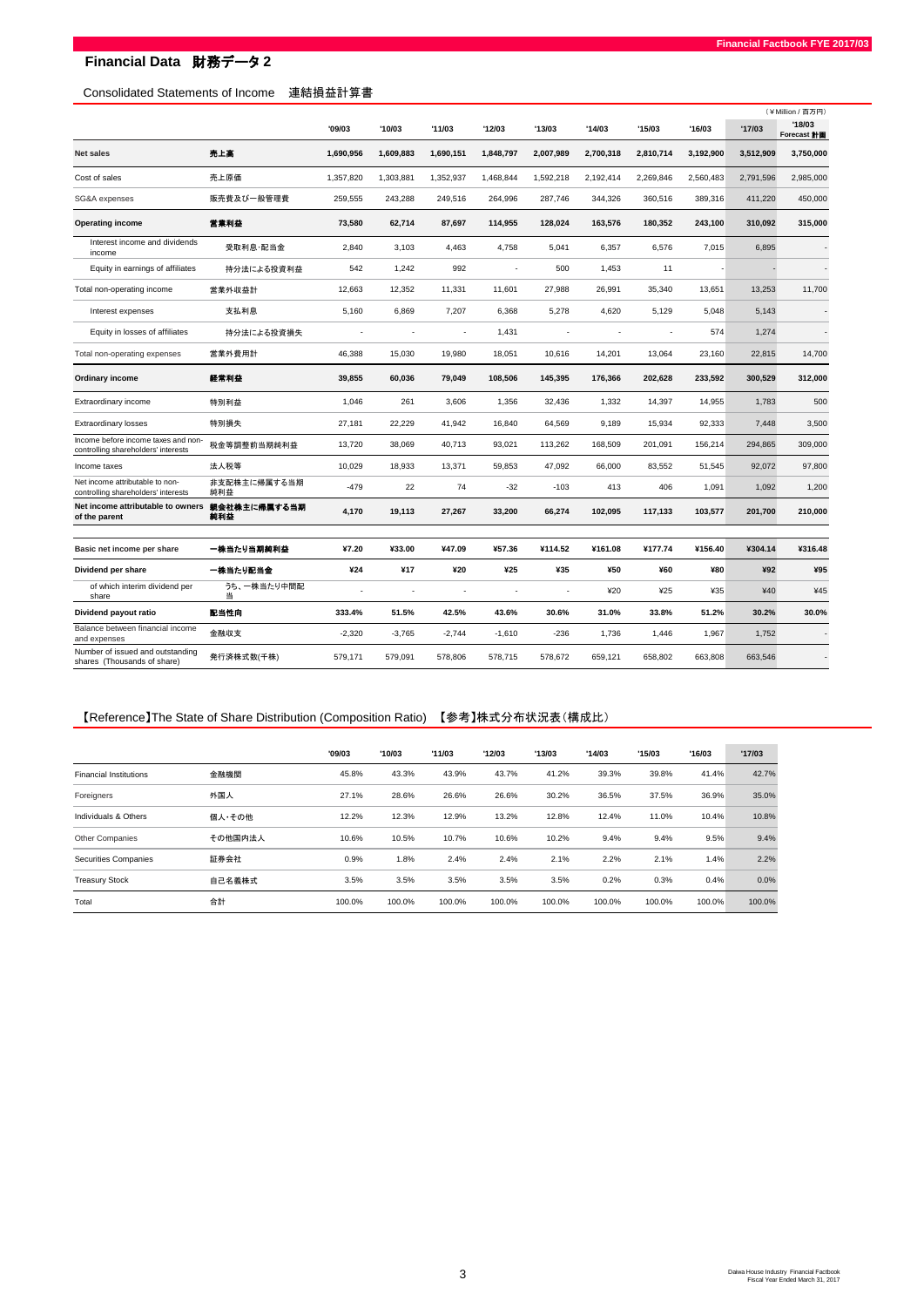# Financial Data 財務データ 2

## Consolidated Statements of Income 連結損益計算書

（￥Million / 百万円）

| | | '09/03 | '10/03 | '11/03 | '12/03 | '13/03 | '14/03 | '15/03 | '16/03 | '17/03 | '18/03 Forecast 計画 |
|---|---|---|---|---|---|---|---|---|---|---|---|
| **Net sales** | **売上高** | **1,690,956** | **1,609,883** | **1,690,151** | **1,848,797** | **2,007,989** | **2,700,318** | **2,810,714** | **3,192,900** | **3,512,909** | **3,750,000** |
| Cost of sales | 売上原価 | 1,357,820 | 1,303,881 | 1,352,937 | 1,468,844 | 1,592,218 | 2,192,414 | 2,269,846 | 2,560,483 | 2,791,596 | 2,985,000 |
| SG&A expenses | 販売費及び一般管理費 | 259,555 | 243,288 | 249,516 | 264,996 | 287,746 | 344,326 | 360,516 | 389,316 | 411,220 | 450,000 |
| **Operating income** | **営業利益** | **73,580** | **62,714** | **87,697** | **114,955** | **128,024** | **163,576** | **180,352** | **243,100** | **310,092** | **315,000** |
| Interest income and dividends income | 受取利息･配当金 | 2,840 | 3,103 | 4,463 | 4,758 | 5,041 | 6,357 | 6,576 | 7,015 | 6,895 | - |
| Equity in earnings of affiliates | 持分法による投資利益 | 542 | 1,242 | 992 | - | 500 | 1,453 | 11 | - | - | - |
| Total non-operating income | 営業外収益計 | 12,663 | 12,352 | 11,331 | 11,601 | 27,988 | 26,991 | 35,340 | 13,651 | 13,253 | 11,700 |
| Interest expenses | 支払利息 | 5,160 | 6,869 | 7,207 | 6,368 | 5,278 | 4,620 | 5,129 | 5,048 | 5,143 | - |
| Equity in losses of affiliates | 持分法による投資損失 | - | - | - | 1,431 | - | - | - | 574 | 1,274 | - |
| Total non-operating expenses | 営業外費用計 | 46,388 | 15,030 | 19,980 | 18,051 | 10,616 | 14,201 | 13,064 | 23,160 | 22,815 | 14,700 |
| **Ordinary income** | **経常利益** | **39,855** | **60,036** | **79,049** | **108,506** | **145,395** | **176,366** | **202,628** | **233,592** | **300,529** | **312,000** |
| Extraordinary income | 特別利益 | 1,046 | 261 | 3,606 | 1,356 | 32,436 | 1,332 | 14,397 | 14,955 | 1,783 | 500 |
| Extraordinary losses | 特別損失 | 27,181 | 22,229 | 41,942 | 16,840 | 64,569 | 9,189 | 15,934 | 92,333 | 7,448 | 3,500 |
| Income before income taxes and non-controlling shareholders' interests | 税金等調整前当期純利益 | 13,720 | 38,069 | 40,713 | 93,021 | 113,262 | 168,509 | 201,091 | 156,214 | 294,865 | 309,000 |
| Income taxes | 法人税等 | 10,029 | 18,933 | 13,371 | 59,853 | 47,092 | 66,000 | 83,552 | 51,545 | 92,072 | 97,800 |
| Net income attributable to non-controlling shareholders' interests | 非支配株主に帰属する当期純利益 | -479 | 22 | 74 | -32 | -103 | 413 | 406 | 1,091 | 1,092 | 1,200 |
| **Net income attributable to owners of the parent** | **親会社株主に帰属する当期純利益** | **4,170** | **19,113** | **27,267** | **33,200** | **66,274** | **102,095** | **117,133** | **103,577** | **201,700** | **210,000** |
| | | | | | | | | | | | |
| **Basic net income per share** | **一株当たり当期純利益** | **¥7.20** | **¥33.00** | **¥47.09** | **¥57.36** | **¥114.52** | **¥161.08** | **¥177.74** | **¥156.40** | **¥304.14** | **¥316.48** |
| **Dividend per share** | **一株当たり配当金** | **¥24** | **¥17** | **¥20** | **¥25** | **¥35** | **¥50** | **¥60** | **¥80** | **¥92** | **¥95** |
| of which interim dividend per share | うち、一株当たり中間配当 | - | - | - | - | - | ¥20 | ¥25 | ¥35 | ¥40 | ¥45 |
| **Dividend payout ratio** | **配当性向** | **333.4%** | **51.5%** | **42.5%** | **43.6%** | **30.6%** | **31.0%** | **33.8%** | **51.2%** | **30.2%** | **30.0%** |
| Balance between financial income and expenses | 金融収支 | -2,320 | -3,765 | -2,744 | -1,610 | -236 | 1,736 | 1,446 | 1,967 | 1,752 | - |
| Number of issued and outstanding shares (Thousands of share) | 発行済株式数(千株) | 579,171 | 579,091 | 578,806 | 578,715 | 578,672 | 659,121 | 658,802 | 663,808 | 663,546 | - |

## 【Reference】The State of Share Distribution (Composition Ratio) 【参考】株式分布状況表(構成比)

| | | '09/03 | '10/03 | '11/03 | '12/03 | '13/03 | '14/03 | '15/03 | '16/03 | '17/03 |
|---|---|---|---|---|---|---|---|---|---|---|
| Financial Institutions | 金融機関 | 45.8% | 43.3% | 43.9% | 43.7% | 41.2% | 39.3% | 39.8% | 41.4% | 42.7% |
| Foreigners | 外国人 | 27.1% | 28.6% | 26.6% | 26.6% | 30.2% | 36.5% | 37.5% | 36.9% | 35.0% |
| Individuals & Others | 個人･その他 | 12.2% | 12.3% | 12.9% | 13.2% | 12.8% | 12.4% | 11.0% | 10.4% | 10.8% |
| Other Companies | その他国内法人 | 10.6% | 10.5% | 10.7% | 10.6% | 10.2% | 9.4% | 9.4% | 9.5% | 9.4% |
| Securities Companies | 証券会社 | 0.9% | 1.8% | 2.4% | 2.4% | 2.1% | 2.2% | 2.1% | 1.4% | 2.2% |
| Treasury Stock | 自己名義株式 | 3.5% | 3.5% | 3.5% | 3.5% | 3.5% | 0.2% | 0.3% | 0.4% | 0.0% |
| Total | 合計 | 100.0% | 100.0% | 100.0% | 100.0% | 100.0% | 100.0% | 100.0% | 100.0% | 100.0% |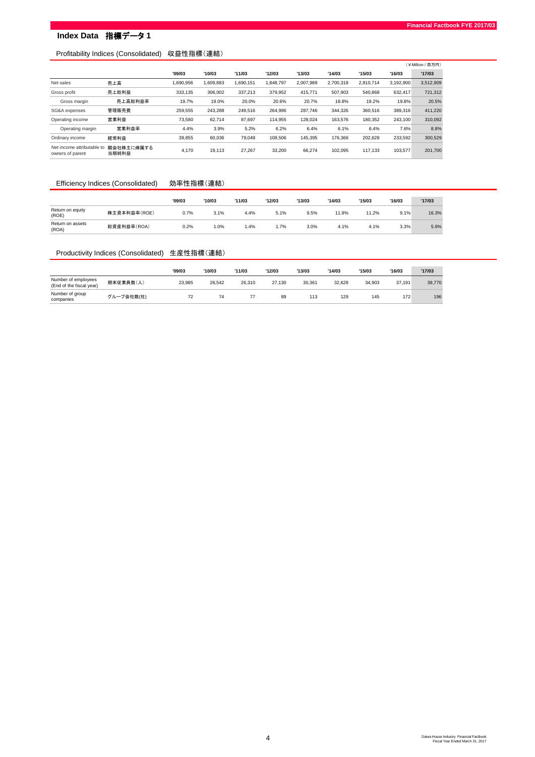# Index Data 指標データ 1

## Profitability Indices (Consolidated) 収益性指標(連結)

(¥Million / 百万円)

| | | '09/03 | '10/03 | '11/03 | '12/03 | '13/03 | '14/03 | '15/03 | '16/03 | '17/03 |
|---|---|---|---|---|---|---|---|---|---|---|
| Net sales | 売上高 | 1,690,956 | 1,609,883 | 1,690,151 | 1,848,797 | 2,007,989 | 2,700,318 | 2,810,714 | 3,192,900 | 3,512,909 |
| Gross profit | 売上総利益 | 333,135 | 306,002 | 337,213 | 379,952 | 415,771 | 507,903 | 540,868 | 632,417 | 721,312 |
| Gross margin | 売上高総利益率 | 19.7% | 19.0% | 20.0% | 20.6% | 20.7% | 18.8% | 19.2% | 19.8% | 20.5% |
| SG&A expenses | 管理販売費 | 259,555 | 243,288 | 249,516 | 264,996 | 287,746 | 344,326 | 360,516 | 389,316 | 411,220 |
| Operating income | 営業利益 | 73,580 | 62,714 | 87,697 | 114,955 | 128,024 | 163,576 | 180,352 | 243,100 | 310,092 |
| Operating margin | 営業利益率 | 4.4% | 3.9% | 5.2% | 6.2% | 6.4% | 6.1% | 6.4% | 7.6% | 8.8% |
| Ordinary income | 経常利益 | 39,855 | 60,036 | 79,049 | 108,506 | 145,395 | 176,366 | 202,628 | 233,592 | 300,529 |
| Net income attributable to owners of parent | 親会社株主に帰属する当期純利益 | 4,170 | 19,113 | 27,267 | 33,200 | 66,274 | 102,095 | 117,133 | 103,577 | 201,700 |

## Efficiency Indices (Consolidated) 効率性指標(連結)

| | | '09/03 | '10/03 | '11/03 | '12/03 | '13/03 | '14/03 | '15/03 | '16/03 | '17/03 |
|---|---|---|---|---|---|---|---|---|---|---|
| Return on equity (ROE) | 株主資本利益率(ROE) | 0.7% | 3.1% | 4.4% | 5.1% | 9.5% | 11.9% | 11.2% | 9.1% | 16.3% |
| Return on assets (ROA) | 総資産利益率(ROA) | 0.2% | 1.0% | 1.4% | 1.7% | 3.0% | 4.1% | 4.1% | 3.3% | 5.9% |

## Productivity Indices (Consolidated) 生産性指標(連結)

| | | '09/03 | '10/03 | '11/03 | '12/03 | '13/03 | '14/03 | '15/03 | '16/03 | '17/03 |
|---|---|---|---|---|---|---|---|---|---|---|
| Number of employees (End of the fiscal year) | 期末従業員数(人) | 23,985 | 26,542 | 26,310 | 27,130 | 30,361 | 32,628 | 34,903 | 37,191 | 39,770 |
| Number of group companies | グループ会社数(社) | 72 | 74 | 77 | 89 | 113 | 129 | 145 | 172 | 196 |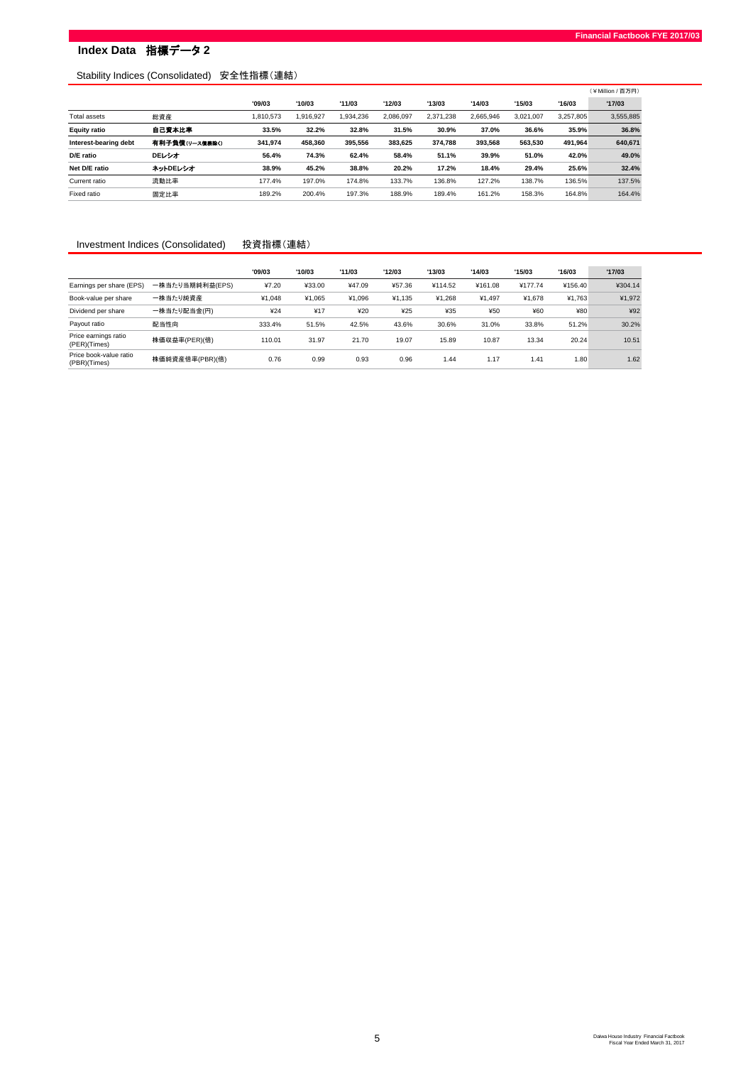# Index Data　指標データ 2

## Stability Indices (Consolidated)　安全性指標（連結）

（￥Million / 百万円）

| | | '09/03 | '10/03 | '11/03 | '12/03 | '13/03 | '14/03 | '15/03 | '16/03 | '17/03 |
|---|---|---|---|---|---|---|---|---|---|---|
| Total assets | 総資産 | 1,810,573 | 1,916,927 | 1,934,236 | 2,086,097 | 2,371,238 | 2,665,946 | 3,021,007 | 3,257,805 | 3,555,885 |
| **Equity ratio** | **自己資本比率** | **33.5%** | **32.2%** | **32.8%** | **31.5%** | **30.9%** | **37.0%** | **36.6%** | **35.9%** | **36.8%** |
| **Interest-bearing debt** | **有利子負債（リース債務除く）** | **341,974** | **458,360** | **395,556** | **383,625** | **374,788** | **393,568** | **563,530** | **491,964** | **640,671** |
| **D/E ratio** | **DEレシオ** | **56.4%** | **74.3%** | **62.4%** | **58.4%** | **51.1%** | **39.9%** | **51.0%** | **42.0%** | **49.0%** |
| **Net D/E ratio** | **ネットDEレシオ** | **38.9%** | **45.2%** | **38.8%** | **20.2%** | **17.2%** | **18.4%** | **29.4%** | **25.6%** | **32.4%** |
| Current ratio | 流動比率 | 177.4% | 197.0% | 174.8% | 133.7% | 136.8% | 127.2% | 138.7% | 136.5% | 137.5% |
| Fixed ratio | 固定比率 | 189.2% | 200.4% | 197.3% | 188.9% | 189.4% | 161.2% | 158.3% | 164.8% | 164.4% |

## Investment Indices (Consolidated)　投資指標（連結）

| | | '09/03 | '10/03 | '11/03 | '12/03 | '13/03 | '14/03 | '15/03 | '16/03 | '17/03 |
|---|---|---|---|---|---|---|---|---|---|---|
| Earnings per share (EPS) | 一株当たり当期純利益(EPS) | ¥7.20 | ¥33.00 | ¥47.09 | ¥57.36 | ¥114.52 | ¥161.08 | ¥177.74 | ¥156.40 | ¥304.14 |
| Book-value per share | 一株当たり純資産 | ¥1,048 | ¥1,065 | ¥1,096 | ¥1,135 | ¥1,268 | ¥1,497 | ¥1,678 | ¥1,763 | ¥1,972 |
| Dividend per share | 一株当たり配当金(円) | ¥24 | ¥17 | ¥20 | ¥25 | ¥35 | ¥50 | ¥60 | ¥80 | ¥92 |
| Payout ratio | 配当性向 | 333.4% | 51.5% | 42.5% | 43.6% | 30.6% | 31.0% | 33.8% | 51.2% | 30.2% |
| Price earnings ratio (PER)(Times) | 株価収益率(PER)(倍) | 110.01 | 31.97 | 21.70 | 19.07 | 15.89 | 10.87 | 13.34 | 20.24 | 10.51 |
| Price book-value ratio (PBR)(Times) | 株価純資産倍率(PBR)(倍) | 0.76 | 0.99 | 0.93 | 0.96 | 1.44 | 1.17 | 1.41 | 1.80 | 1.62 |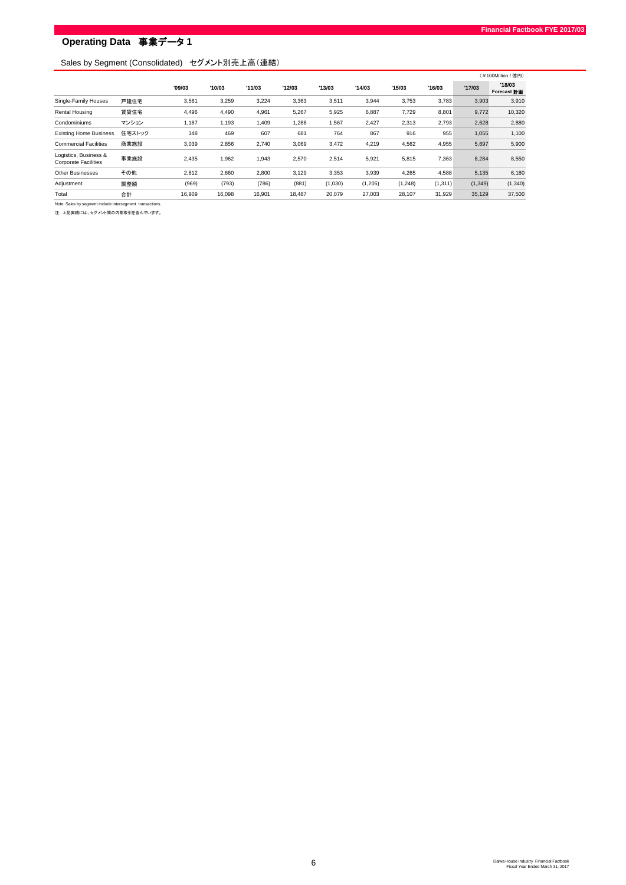## Operating Data　事業データ 1

### Sales by Segment (Consolidated)　セグメント別売上高（連結）

（￥100Million / 億円）

| | | '09/03 | '10/03 | '11/03 | '12/03 | '13/03 | '14/03 | '15/03 | '16/03 | '17/03 | '18/03 Forecast 計画 |
|---|---|---|---|---|---|---|---|---|---|---|---|
| Single-Family Houses | 戸建住宅 | 3,561 | 3,259 | 3,224 | 3,363 | 3,511 | 3,944 | 3,753 | 3,783 | 3,903 | 3,910 |
| Rental Housing | 賃貸住宅 | 4,496 | 4,490 | 4,961 | 5,267 | 5,925 | 6,887 | 7,729 | 8,801 | 9,772 | 10,320 |
| Condominiums | マンション | 1,187 | 1,193 | 1,409 | 1,288 | 1,567 | 2,427 | 2,313 | 2,793 | 2,628 | 2,880 |
| Existing Home Business | 住宅ストック | 348 | 469 | 607 | 681 | 764 | 867 | 916 | 955 | 1,055 | 1,100 |
| Commercial Facilities | 商業施設 | 3,039 | 2,856 | 2,740 | 3,069 | 3,472 | 4,219 | 4,562 | 4,955 | 5,697 | 5,900 |
| Logistics, Business & Corporate Facilities | 事業施設 | 2,435 | 1,962 | 1,943 | 2,570 | 2,514 | 5,921 | 5,815 | 7,363 | 8,284 | 8,550 |
| Other Businesses | その他 | 2,812 | 2,660 | 2,800 | 3,129 | 3,353 | 3,939 | 4,265 | 4,588 | 5,135 | 6,180 |
| Adjustment | 調整額 | (969) | (793) | (786) | (881) | (1,030) | (1,205) | (1,248) | (1,311) | (1,349) | (1,340) |
| Total | 合計 | 16,909 | 16,098 | 16,901 | 18,487 | 20,079 | 27,003 | 28,107 | 31,929 | 35,129 | 37,500 |

Note: Sales by segment include intersegment transactions.

注：上記実績には、セグメント間の内部取引を含んでいます。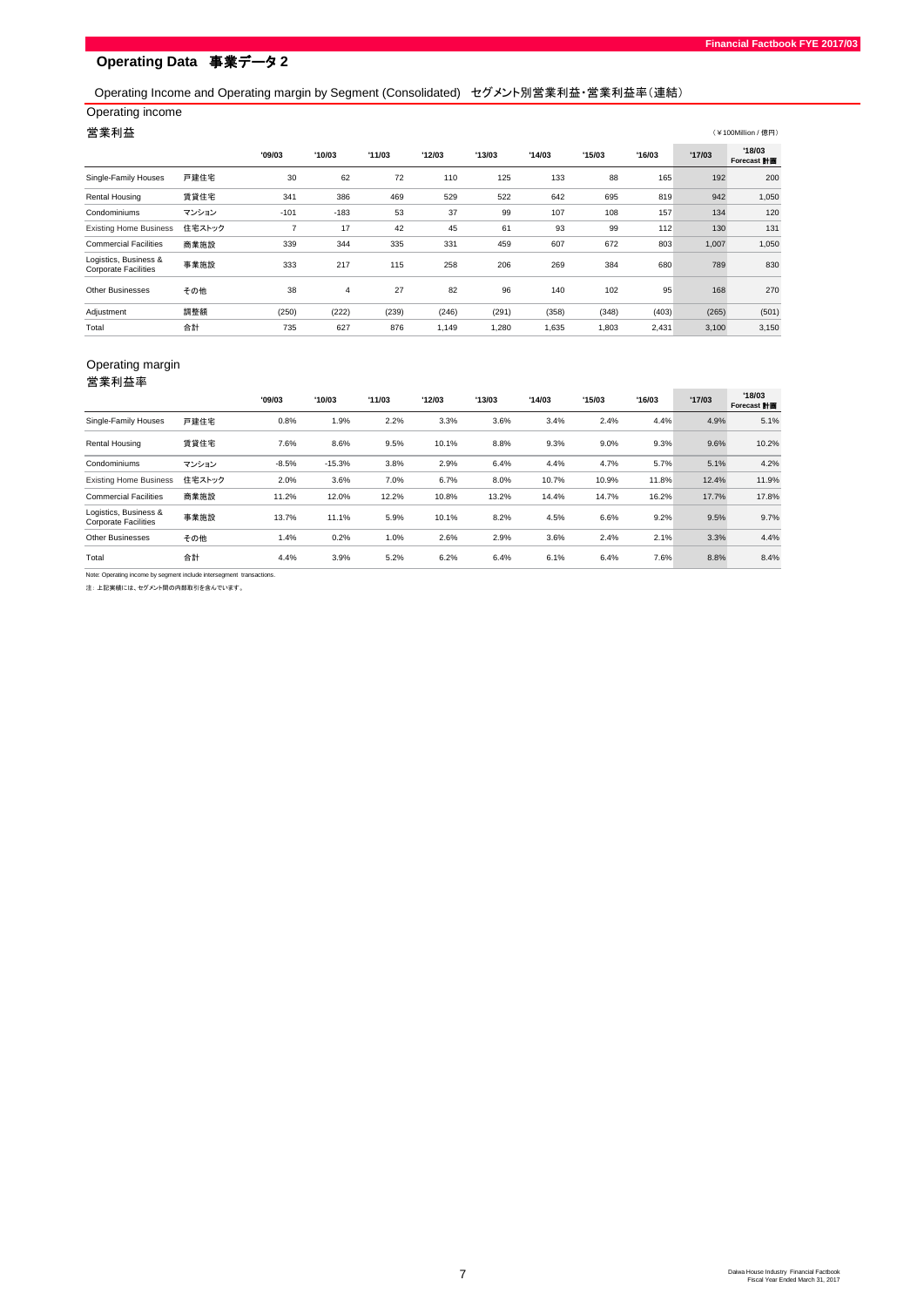## Operating Data 事業データ 2

### Operating Income and Operating margin by Segment (Consolidated) セグメント別営業利益・営業利益率（連結）

#### Operating income

#### 営業利益

（￥100Million / 億円）

| | | '09/03 | '10/03 | '11/03 | '12/03 | '13/03 | '14/03 | '15/03 | '16/03 | '17/03 | '18/03 Forecast 計画 |
|---|---|---|---|---|---|---|---|---|---|---|---|
| Single-Family Houses | 戸建住宅 | 30 | 62 | 72 | 110 | 125 | 133 | 88 | 165 | 192 | 200 |
| Rental Housing | 賃貸住宅 | 341 | 386 | 469 | 529 | 522 | 642 | 695 | 819 | 942 | 1,050 |
| Condominiums | マンション | -101 | -183 | 53 | 37 | 99 | 107 | 108 | 157 | 134 | 120 |
| Existing Home Business | 住宅ストック | 7 | 17 | 42 | 45 | 61 | 93 | 99 | 112 | 130 | 131 |
| Commercial Facilities | 商業施設 | 339 | 344 | 335 | 331 | 459 | 607 | 672 | 803 | 1,007 | 1,050 |
| Logistics, Business & Corporate Facilities | 事業施設 | 333 | 217 | 115 | 258 | 206 | 269 | 384 | 680 | 789 | 830 |
| Other Businesses | その他 | 38 | 4 | 27 | 82 | 96 | 140 | 102 | 95 | 168 | 270 |
| Adjustment | 調整額 | (250) | (222) | (239) | (246) | (291) | (358) | (348) | (403) | (265) | (501) |
| Total | 合計 | 735 | 627 | 876 | 1,149 | 1,280 | 1,635 | 1,803 | 2,431 | 3,100 | 3,150 |

#### Operating margin

#### 営業利益率

| | | '09/03 | '10/03 | '11/03 | '12/03 | '13/03 | '14/03 | '15/03 | '16/03 | '17/03 | '18/03 Forecast 計画 |
|---|---|---|---|---|---|---|---|---|---|---|---|
| Single-Family Houses | 戸建住宅 | 0.8% | 1.9% | 2.2% | 3.3% | 3.6% | 3.4% | 2.4% | 4.4% | 4.9% | 5.1% |
| Rental Housing | 賃貸住宅 | 7.6% | 8.6% | 9.5% | 10.1% | 8.8% | 9.3% | 9.0% | 9.3% | 9.6% | 10.2% |
| Condominiums | マンション | -8.5% | -15.3% | 3.8% | 2.9% | 6.4% | 4.4% | 4.7% | 5.7% | 5.1% | 4.2% |
| Existing Home Business | 住宅ストック | 2.0% | 3.6% | 7.0% | 6.7% | 8.0% | 10.7% | 10.9% | 11.8% | 12.4% | 11.9% |
| Commercial Facilities | 商業施設 | 11.2% | 12.0% | 12.2% | 10.8% | 13.2% | 14.4% | 14.7% | 16.2% | 17.7% | 17.8% |
| Logistics, Business & Corporate Facilities | 事業施設 | 13.7% | 11.1% | 5.9% | 10.1% | 8.2% | 4.5% | 6.6% | 9.2% | 9.5% | 9.7% |
| Other Businesses | その他 | 1.4% | 0.2% | 1.0% | 2.6% | 2.9% | 3.6% | 2.4% | 2.1% | 3.3% | 4.4% |
| Total | 合計 | 4.4% | 3.9% | 5.2% | 6.2% | 6.4% | 6.1% | 6.4% | 7.6% | 8.8% | 8.4% |

Note: Operating income by segment include intersegment transactions.

注：上記実績には、セグメント間の内部取引を含んでいます。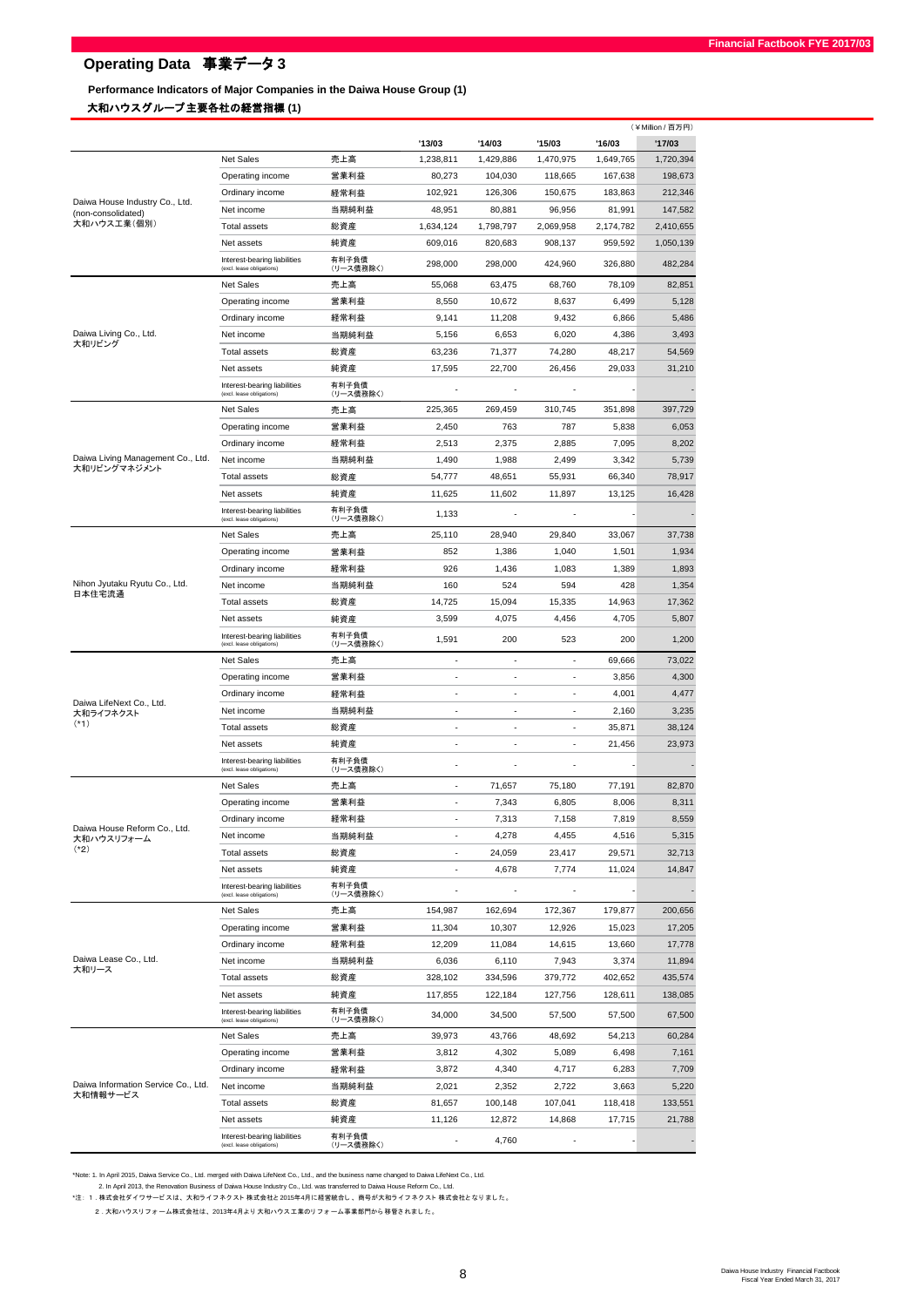# Operating Data　事業データ 3

### Performance Indicators of Major Companies in the Daiwa House Group (1)

### 大和ハウスグループ主要各社の経営指標 (1)

（￥Million / 百万円）

| Company | | | '13/03 | '14/03 | '15/03 | '16/03 | '17/03 |
|---|---|---|---|---|---|---|---|
| Daiwa House Industry Co., Ltd. (non-consolidated) 大和ハウス工業(個別) | Net Sales | 売上高 | 1,238,811 | 1,429,886 | 1,470,975 | 1,649,765 | 1,720,394 |
| | Operating income | 営業利益 | 80,273 | 104,030 | 118,665 | 167,638 | 198,673 |
| | Ordinary income | 経常利益 | 102,921 | 126,306 | 150,675 | 183,863 | 212,346 |
| | Net income | 当期純利益 | 48,951 | 80,881 | 96,956 | 81,991 | 147,582 |
| | Total assets | 総資産 | 1,634,124 | 1,798,797 | 2,069,958 | 2,174,782 | 2,410,655 |
| | Net assets | 純資産 | 609,016 | 820,683 | 908,137 | 959,592 | 1,050,139 |
| | Interest-bearing liabilities (excl. lease obligations) | 有利子負債(リース債務除く) | 298,000 | 298,000 | 424,960 | 326,880 | 482,284 |
| Daiwa Living Co., Ltd. 大和リビング | Net Sales | 売上高 | 55,068 | 63,475 | 68,760 | 78,109 | 82,851 |
| | Operating income | 営業利益 | 8,550 | 10,672 | 8,637 | 6,499 | 5,128 |
| | Ordinary income | 経常利益 | 9,141 | 11,208 | 9,432 | 6,866 | 5,486 |
| | Net income | 当期純利益 | 5,156 | 6,653 | 6,020 | 4,386 | 3,493 |
| | Total assets | 総資産 | 63,236 | 71,377 | 74,280 | 48,217 | 54,569 |
| | Net assets | 純資産 | 17,595 | 22,700 | 26,456 | 29,033 | 31,210 |
| | Interest-bearing liabilities (excl. lease obligations) | 有利子負債(リース債務除く) | - | - | - | - | - |
| Daiwa Living Management Co., Ltd. 大和リビングマネジメント | Net Sales | 売上高 | 225,365 | 269,459 | 310,745 | 351,898 | 397,729 |
| | Operating income | 営業利益 | 2,450 | 763 | 787 | 5,838 | 6,053 |
| | Ordinary income | 経常利益 | 2,513 | 2,375 | 2,885 | 7,095 | 8,202 |
| | Net income | 当期純利益 | 1,490 | 1,988 | 2,499 | 3,342 | 5,739 |
| | Total assets | 総資産 | 54,777 | 48,651 | 55,931 | 66,340 | 78,917 |
| | Net assets | 純資産 | 11,625 | 11,602 | 11,897 | 13,125 | 16,428 |
| | Interest-bearing liabilities (excl. lease obligations) | 有利子負債(リース債務除く) | 1,133 | - | - | - | - |
| Nihon Jyutaku Ryutu Co., Ltd. 日本住宅流通 | Net Sales | 売上高 | 25,110 | 28,940 | 29,840 | 33,067 | 37,738 |
| | Operating income | 営業利益 | 852 | 1,386 | 1,040 | 1,501 | 1,934 |
| | Ordinary income | 経常利益 | 926 | 1,436 | 1,083 | 1,389 | 1,893 |
| | Net income | 当期純利益 | 160 | 524 | 594 | 428 | 1,354 |
| | Total assets | 総資産 | 14,725 | 15,094 | 15,335 | 14,963 | 17,362 |
| | Net assets | 純資産 | 3,599 | 4,075 | 4,456 | 4,705 | 5,807 |
| | Interest-bearing liabilities (excl. lease obligations) | 有利子負債(リース債務除く) | 1,591 | 200 | 523 | 200 | 1,200 |
| Daiwa LifeNext Co., Ltd. 大和ライフネクスト (*1) | Net Sales | 売上高 | - | - | - | 69,666 | 73,022 |
| | Operating income | 営業利益 | - | - | - | 3,856 | 4,300 |
| | Ordinary income | 経常利益 | - | - | - | 4,001 | 4,477 |
| | Net income | 当期純利益 | - | - | - | 2,160 | 3,235 |
| | Total assets | 総資産 | - | - | - | 35,871 | 38,124 |
| | Net assets | 純資産 | - | - | - | 21,456 | 23,973 |
| | Interest-bearing liabilities (excl. lease obligations) | 有利子負債(リース債務除く) | - | - | - | - | - |
| Daiwa House Reform Co., Ltd. 大和ハウスリフォーム (*2) | Net Sales | 売上高 | - | 71,657 | 75,180 | 77,191 | 82,870 |
| | Operating income | 営業利益 | - | 7,343 | 6,805 | 8,006 | 8,311 |
| | Ordinary income | 経常利益 | - | 7,313 | 7,158 | 7,819 | 8,559 |
| | Net income | 当期純利益 | - | 4,278 | 4,455 | 4,516 | 5,315 |
| | Total assets | 総資産 | - | 24,059 | 23,417 | 29,571 | 32,713 |
| | Net assets | 純資産 | - | 4,678 | 7,774 | 11,024 | 14,847 |
| | Interest-bearing liabilities (excl. lease obligations) | 有利子負債(リース債務除く) | - | - | - | - | - |
| Daiwa Lease Co., Ltd. 大和リース | Net Sales | 売上高 | 154,987 | 162,694 | 172,367 | 179,877 | 200,656 |
| | Operating income | 営業利益 | 11,304 | 10,307 | 12,926 | 15,023 | 17,205 |
| | Ordinary income | 経常利益 | 12,209 | 11,084 | 14,615 | 13,660 | 17,778 |
| | Net income | 当期純利益 | 6,036 | 6,110 | 7,943 | 3,374 | 11,894 |
| | Total assets | 総資産 | 328,102 | 334,596 | 379,772 | 402,652 | 435,574 |
| | Net assets | 純資産 | 117,855 | 122,184 | 127,756 | 128,611 | 138,085 |
| | Interest-bearing liabilities (excl. lease obligations) | 有利子負債(リース債務除く) | 34,000 | 34,500 | 57,500 | 57,500 | 67,500 |
| Daiwa Information Service Co., Ltd. 大和情報サービス | Net Sales | 売上高 | 39,973 | 43,766 | 48,692 | 54,213 | 60,284 |
| | Operating income | 営業利益 | 3,812 | 4,302 | 5,089 | 6,498 | 7,161 |
| | Ordinary income | 経常利益 | 3,872 | 4,340 | 4,717 | 6,283 | 7,709 |
| | Net income | 当期純利益 | 2,021 | 2,352 | 2,722 | 3,663 | 5,220 |
| | Total assets | 総資産 | 81,657 | 100,148 | 107,041 | 118,418 | 133,551 |
| | Net assets | 純資産 | 11,126 | 12,872 | 14,868 | 17,715 | 21,788 |
| | Interest-bearing liabilities (excl. lease obligations) | 有利子負債(リース債務除く) | - | 4,760 | - | - | - |

*Note: 1. In April 2015, Daiwa Service Co., Ltd. merged with Daiwa LifeNext Co., Ltd., and the business name changed to Daiwa LifeNext Co., Ltd.

2. In April 2013, the Renovation Business of Daiwa House Industry Co., Ltd. was transferred to Daiwa House Reform Co., Ltd.

*注：1．株式会社ダイワサービスは、大和ライフネクスト 株式会社と 2015年4月に経営統合し、商号が大和ライフネクスト 株式会社となりました。

2．大和ハウスリフォーム株式会社は、2013年4月より 大和ハウス工業のリフォーム事業部門から 移管されました。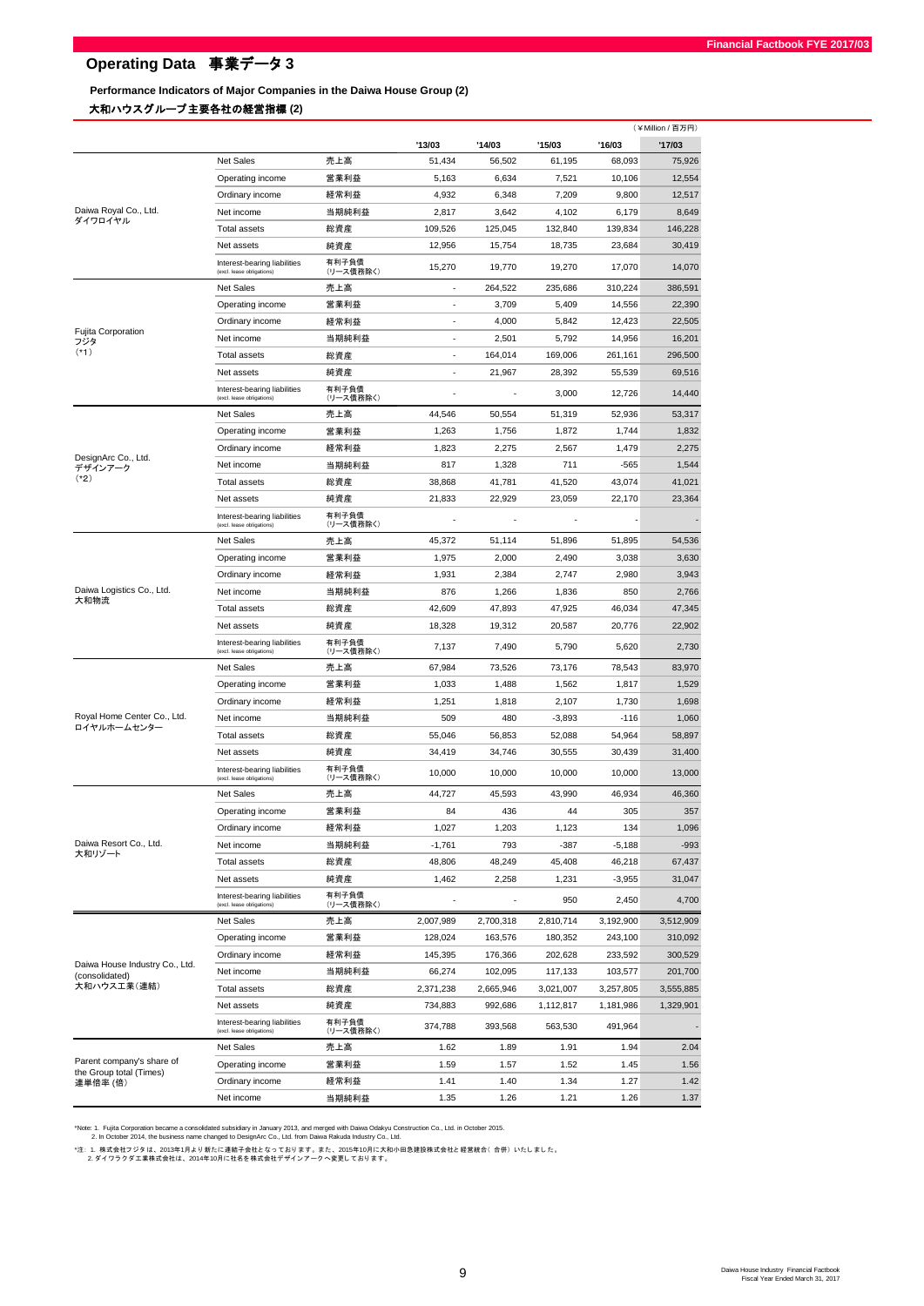# Operating Data 事業データ 3

### Performance Indicators of Major Companies in the Daiwa House Group (2)

### 大和ハウスグループ主要各社の経営指標 (2)

(¥Million / 百万円)

| | | | '13/03 | '14/03 | '15/03 | '16/03 | '17/03 |
|---|---|---|---|---|---|---|---|
| Daiwa Royal Co., Ltd. ダイワロイヤル | Net Sales | 売上高 | 51,434 | 56,502 | 61,195 | 68,093 | 75,926 |
| | Operating income | 営業利益 | 5,163 | 6,634 | 7,521 | 10,106 | 12,554 |
| | Ordinary income | 経常利益 | 4,932 | 6,348 | 7,209 | 9,800 | 12,517 |
| | Net income | 当期純利益 | 2,817 | 3,642 | 4,102 | 6,179 | 8,649 |
| | Total assets | 総資産 | 109,526 | 125,045 | 132,840 | 139,834 | 146,228 |
| | Net assets | 純資産 | 12,956 | 15,754 | 18,735 | 23,684 | 30,419 |
| | Interest-bearing liabilities (excl. lease obligations) | 有利子負債 (リース債務除く) | 15,270 | 19,770 | 19,270 | 17,070 | 14,070 |
| Fujita Corporation フジタ (*1) | Net Sales | 売上高 | - | 264,522 | 235,686 | 310,224 | 386,591 |
| | Operating income | 営業利益 | - | 3,709 | 5,409 | 14,556 | 22,390 |
| | Ordinary income | 経常利益 | - | 4,000 | 5,842 | 12,423 | 22,505 |
| | Net income | 当期純利益 | - | 2,501 | 5,792 | 14,956 | 16,201 |
| | Total assets | 総資産 | - | 164,014 | 169,006 | 261,161 | 296,500 |
| | Net assets | 純資産 | - | 21,967 | 28,392 | 55,539 | 69,516 |
| | Interest-bearing liabilities (excl. lease obligations) | 有利子負債 (リース債務除く) | - | - | 3,000 | 12,726 | 14,440 |
| DesignArc Co., Ltd. デザインアーク (*2) | Net Sales | 売上高 | 44,546 | 50,554 | 51,319 | 52,936 | 53,317 |
| | Operating income | 営業利益 | 1,263 | 1,756 | 1,872 | 1,744 | 1,832 |
| | Ordinary income | 経常利益 | 1,823 | 2,275 | 2,567 | 1,479 | 2,275 |
| | Net income | 当期純利益 | 817 | 1,328 | 711 | -565 | 1,544 |
| | Total assets | 総資産 | 38,868 | 41,781 | 41,520 | 43,074 | 41,021 |
| | Net assets | 純資産 | 21,833 | 22,929 | 23,059 | 22,170 | 23,364 |
| | Interest-bearing liabilities (excl. lease obligations) | 有利子負債 (リース債務除く) | - | - | - | - | - |
| Daiwa Logistics Co., Ltd. 大和物流 | Net Sales | 売上高 | 45,372 | 51,114 | 51,896 | 51,895 | 54,536 |
| | Operating income | 営業利益 | 1,975 | 2,000 | 2,490 | 3,038 | 3,630 |
| | Ordinary income | 経常利益 | 1,931 | 2,384 | 2,747 | 2,980 | 3,943 |
| | Net income | 当期純利益 | 876 | 1,266 | 1,836 | 850 | 2,766 |
| | Total assets | 総資産 | 42,609 | 47,893 | 47,925 | 46,034 | 47,345 |
| | Net assets | 純資産 | 18,328 | 19,312 | 20,587 | 20,776 | 22,902 |
| | Interest-bearing liabilities (excl. lease obligations) | 有利子負債 (リース債務除く) | 7,137 | 7,490 | 5,790 | 5,620 | 2,730 |
| Royal Home Center Co., Ltd. ロイヤルホームセンター | Net Sales | 売上高 | 67,984 | 73,526 | 73,176 | 78,543 | 83,970 |
| | Operating income | 営業利益 | 1,033 | 1,488 | 1,562 | 1,817 | 1,529 |
| | Ordinary income | 経常利益 | 1,251 | 1,818 | 2,107 | 1,730 | 1,698 |
| | Net income | 当期純利益 | 509 | 480 | -3,893 | -116 | 1,060 |
| | Total assets | 総資産 | 55,046 | 56,853 | 52,088 | 54,964 | 58,897 |
| | Net assets | 純資産 | 34,419 | 34,746 | 30,555 | 30,439 | 31,400 |
| | Interest-bearing liabilities (excl. lease obligations) | 有利子負債 (リース債務除く) | 10,000 | 10,000 | 10,000 | 10,000 | 13,000 |
| Daiwa Resort Co., Ltd. 大和リゾート | Net Sales | 売上高 | 44,727 | 45,593 | 43,990 | 46,934 | 46,360 |
| | Operating income | 営業利益 | 84 | 436 | 44 | 305 | 357 |
| | Ordinary income | 経常利益 | 1,027 | 1,203 | 1,123 | 134 | 1,096 |
| | Net income | 当期純利益 | -1,761 | 793 | -387 | -5,188 | -993 |
| | Total assets | 総資産 | 48,806 | 48,249 | 45,408 | 46,218 | 67,437 |
| | Net assets | 純資産 | 1,462 | 2,258 | 1,231 | -3,955 | 31,047 |
| | Interest-bearing liabilities (excl. lease obligations) | 有利子負債 (リース債務除く) | - | - | 950 | 2,450 | 4,700 |
| Daiwa House Industry Co., Ltd. (consolidated) 大和ハウス工業(連結) | Net Sales | 売上高 | 2,007,989 | 2,700,318 | 2,810,714 | 3,192,900 | 3,512,909 |
| | Operating income | 営業利益 | 128,024 | 163,576 | 180,352 | 243,100 | 310,092 |
| | Ordinary income | 経常利益 | 145,395 | 176,366 | 202,628 | 233,592 | 300,529 |
| | Net income | 当期純利益 | 66,274 | 102,095 | 117,133 | 103,577 | 201,700 |
| | Total assets | 総資産 | 2,371,238 | 2,665,946 | 3,021,007 | 3,257,805 | 3,555,885 |
| | Net assets | 純資産 | 734,883 | 992,686 | 1,112,817 | 1,181,986 | 1,329,901 |
| | Interest-bearing liabilities (excl. lease obligations) | 有利子負債 (リース債務除く) | 374,788 | 393,568 | 563,530 | 491,964 | - |
| Parent company's share of the Group total (Times) 連単倍率 (倍) | Net Sales | 売上高 | 1.62 | 1.89 | 1.91 | 1.94 | 2.04 |
| | Operating income | 営業利益 | 1.59 | 1.57 | 1.52 | 1.45 | 1.56 |
| | Ordinary income | 経常利益 | 1.41 | 1.40 | 1.34 | 1.27 | 1.42 |
| | Net income | 当期純利益 | 1.35 | 1.26 | 1.21 | 1.26 | 1.37 |

*Note: 1. Fujita Corporation became a consolidated subsidiary in January 2013, and merged with Daiwa Odakyu Construction Co., Ltd. in October 2015.
2. In October 2014, the business name changed to DesignArc Co., Ltd. from Daiwa Rakuda Industry Co., Ltd.

*注: 1. 株式会社フジタは、2013年1月より新たに連結子会社となっております。また、2015年10月に大和小田急建設株式会社と経営統合（合併）いたしました。
2. ダイワラクダ工業株式会社は、2014年10月に社名を株式会社デザインアークへ変更しております。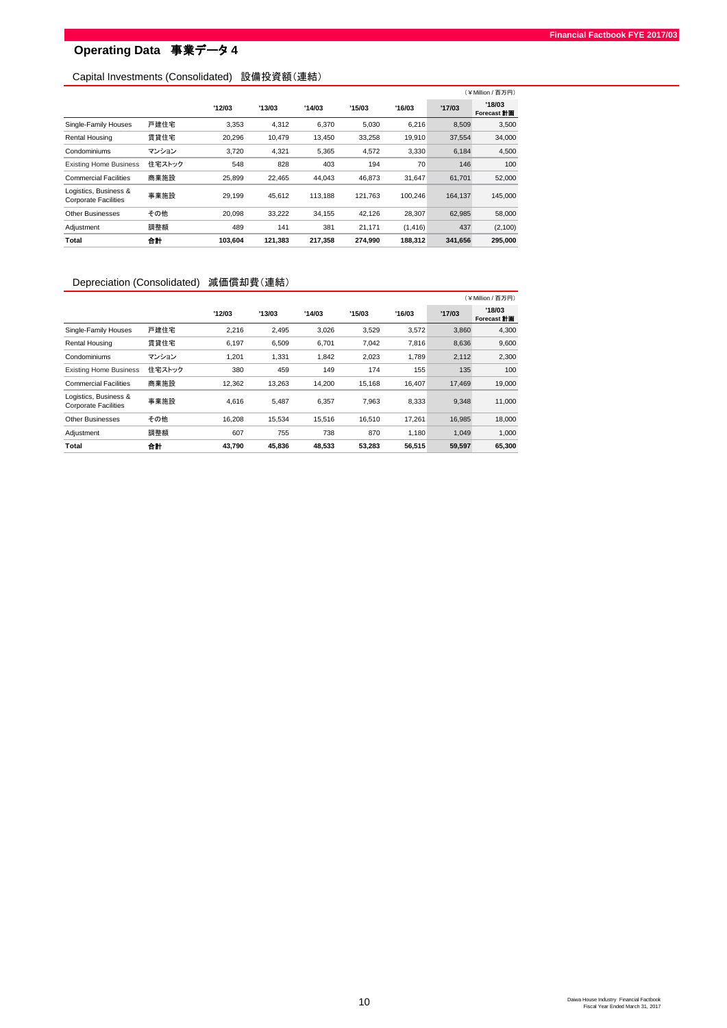## Operating Data 事業データ 4

### Capital Investments (Consolidated) 設備投資額（連結）

（¥ Million / 百万円）

| | | '12/03 | '13/03 | '14/03 | '15/03 | '16/03 | '17/03 | '18/03 Forecast 計画 |
|---|---|---|---|---|---|---|---|---|
| Single-Family Houses | 戸建住宅 | 3,353 | 4,312 | 6,370 | 5,030 | 6,216 | 8,509 | 3,500 |
| Rental Housing | 賃貸住宅 | 20,296 | 10,479 | 13,450 | 33,258 | 19,910 | 37,554 | 34,000 |
| Condominiums | マンション | 3,720 | 4,321 | 5,365 | 4,572 | 3,330 | 6,184 | 4,500 |
| Existing Home Business | 住宅ストック | 548 | 828 | 403 | 194 | 70 | 146 | 100 |
| Commercial Facilities | 商業施設 | 25,899 | 22,465 | 44,043 | 46,873 | 31,647 | 61,701 | 52,000 |
| Logistics, Business & Corporate Facilities | 事業施設 | 29,199 | 45,612 | 113,188 | 121,763 | 100,246 | 164,137 | 145,000 |
| Other Businesses | その他 | 20,098 | 33,222 | 34,155 | 42,126 | 28,307 | 62,985 | 58,000 |
| Adjustment | 調整額 | 489 | 141 | 381 | 21,171 | (1,416) | 437 | (2,100) |
| **Total** | **合計** | **103,604** | **121,383** | **217,358** | **274,990** | **188,312** | **341,656** | **295,000** |

### Depreciation (Consolidated) 減価償却費（連結）

（¥ Million / 百万円）

| | | '12/03 | '13/03 | '14/03 | '15/03 | '16/03 | '17/03 | '18/03 Forecast 計画 |
|---|---|---|---|---|---|---|---|---|
| Single-Family Houses | 戸建住宅 | 2,216 | 2,495 | 3,026 | 3,529 | 3,572 | 3,860 | 4,300 |
| Rental Housing | 賃貸住宅 | 6,197 | 6,509 | 6,701 | 7,042 | 7,816 | 8,636 | 9,600 |
| Condominiums | マンション | 1,201 | 1,331 | 1,842 | 2,023 | 1,789 | 2,112 | 2,300 |
| Existing Home Business | 住宅ストック | 380 | 459 | 149 | 174 | 155 | 135 | 100 |
| Commercial Facilities | 商業施設 | 12,362 | 13,263 | 14,200 | 15,168 | 16,407 | 17,469 | 19,000 |
| Logistics, Business & Corporate Facilities | 事業施設 | 4,616 | 5,487 | 6,357 | 7,963 | 8,333 | 9,348 | 11,000 |
| Other Businesses | その他 | 16,208 | 15,534 | 15,516 | 16,510 | 17,261 | 16,985 | 18,000 |
| Adjustment | 調整額 | 607 | 755 | 738 | 870 | 1,180 | 1,049 | 1,000 |
| **Total** | **合計** | **43,790** | **45,836** | **48,533** | **53,283** | **56,515** | **59,597** | **65,300** |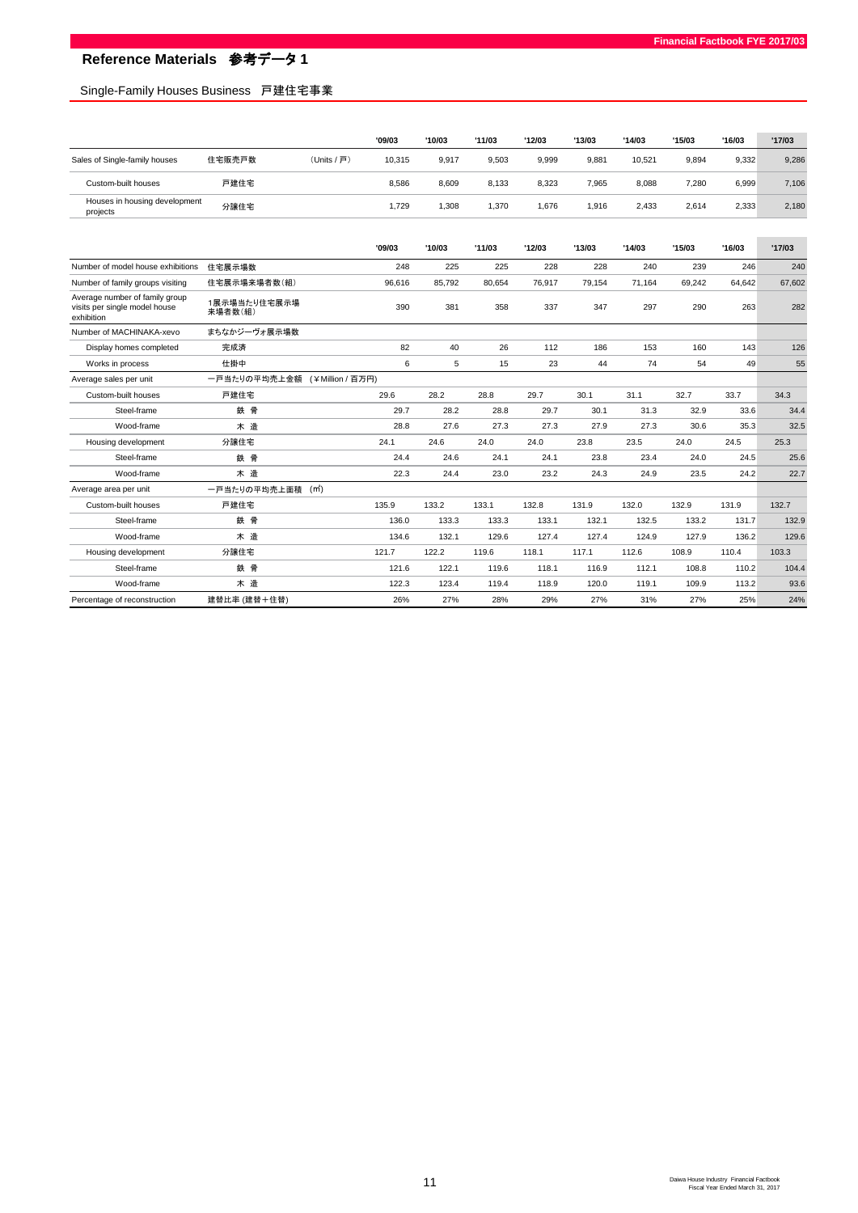## Reference Materials　参考データ 1

### Single-Family Houses Business　戸建住宅事業

| | | | '09/03 | '10/03 | '11/03 | '12/03 | '13/03 | '14/03 | '15/03 | '16/03 | '17/03 |
|---|---|---|---|---|---|---|---|---|---|---|---|
| Sales of Single-family houses | 住宅販売戸数 | (Units / 戸) | 10,315 | 9,917 | 9,503 | 9,999 | 9,881 | 10,521 | 9,894 | 9,332 | 9,286 |
| Custom-built houses | 戸建住宅 | | 8,586 | 8,609 | 8,133 | 8,323 | 7,965 | 8,088 | 7,280 | 6,999 | 7,106 |
| Houses in housing development projects | 分譲住宅 | | 1,729 | 1,308 | 1,370 | 1,676 | 1,916 | 2,433 | 2,614 | 2,333 | 2,180 |

| | | '09/03 | '10/03 | '11/03 | '12/03 | '13/03 | '14/03 | '15/03 | '16/03 | '17/03 |
|---|---|---|---|---|---|---|---|---|---|---|
| Number of model house exhibitions | 住宅展示場数 | 248 | 225 | 225 | 228 | 228 | 240 | 239 | 246 | 240 |
| Number of family groups visiting | 住宅展示場来場者数(組) | 96,616 | 85,792 | 80,654 | 76,917 | 79,154 | 71,164 | 69,242 | 64,642 | 67,602 |
| Average number of family group visits per single model house exhibition | 1展示場当たり住宅展示場来場者数(組) | 390 | 381 | 358 | 337 | 347 | 297 | 290 | 263 | 282 |
| Number of MACHINAKA-xevo | まちなかジーヴォ展示場数 | | | | | | | | | |
| Display homes completed | 完成済 | 82 | 40 | 26 | 112 | 186 | 153 | 160 | 143 | 126 |
| Works in process | 仕掛中 | 6 | 5 | 15 | 23 | 44 | 74 | 54 | 49 | 55 |
| Average sales per unit | 一戸当たりの平均売上金額 (¥Million / 百万円) | | | | | | | | | |
| Custom-built houses | 戸建住宅 | 29.6 | 28.2 | 28.8 | 29.7 | 30.1 | 31.1 | 32.7 | 33.7 | 34.3 |
| Steel-frame | 鉄 骨 | 29.7 | 28.2 | 28.8 | 29.7 | 30.1 | 31.3 | 32.9 | 33.6 | 34.4 |
| Wood-frame | 木 造 | 28.8 | 27.6 | 27.3 | 27.3 | 27.9 | 27.3 | 30.6 | 35.3 | 32.5 |
| Housing development | 分譲住宅 | 24.1 | 24.6 | 24.0 | 24.0 | 23.8 | 23.5 | 24.0 | 24.5 | 25.3 |
| Steel-frame | 鉄 骨 | 24.4 | 24.6 | 24.1 | 24.1 | 23.8 | 23.4 | 24.0 | 24.5 | 25.6 |
| Wood-frame | 木 造 | 22.3 | 24.4 | 23.0 | 23.2 | 24.3 | 24.9 | 23.5 | 24.2 | 22.7 |
| Average area per unit | 一戸当たりの平均売上面積 (㎡) | | | | | | | | | |
| Custom-built houses | 戸建住宅 | 135.9 | 133.2 | 133.1 | 132.8 | 131.9 | 132.0 | 132.9 | 131.9 | 132.7 |
| Steel-frame | 鉄 骨 | 136.0 | 133.3 | 133.3 | 133.1 | 132.1 | 132.5 | 133.2 | 131.7 | 132.9 |
| Wood-frame | 木 造 | 134.6 | 132.1 | 129.6 | 127.4 | 127.4 | 124.9 | 127.9 | 136.2 | 129.6 |
| Housing development | 分譲住宅 | 121.7 | 122.2 | 119.6 | 118.1 | 117.1 | 112.6 | 108.9 | 110.4 | 103.3 |
| Steel-frame | 鉄 骨 | 121.6 | 122.1 | 119.6 | 118.1 | 116.9 | 112.1 | 108.8 | 110.2 | 104.4 |
| Wood-frame | 木 造 | 122.3 | 123.4 | 119.4 | 118.9 | 120.0 | 119.1 | 109.9 | 113.2 | 93.6 |
| Percentage of reconstruction | 建替比率 (建替+住替) | 26% | 27% | 28% | 29% | 27% | 31% | 27% | 25% | 24% |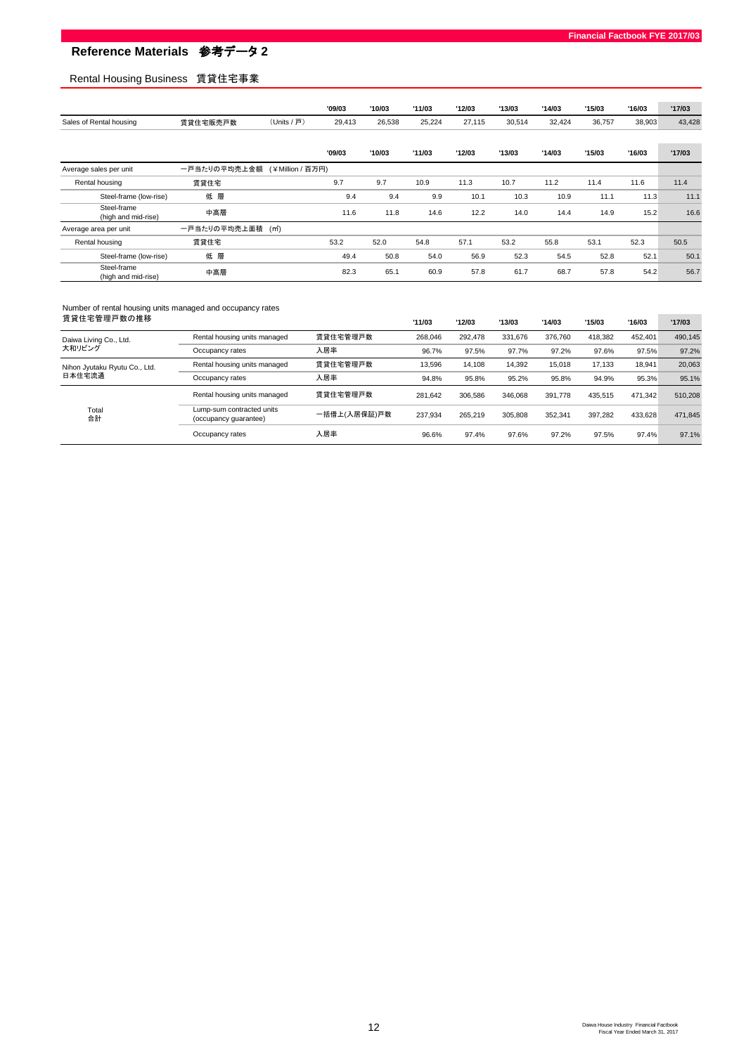# Reference Materials 参考データ 2

## Rental Housing Business 賃貸住宅事業

| | | | '09/03 | '10/03 | '11/03 | '12/03 | '13/03 | '14/03 | '15/03 | '16/03 | '17/03 |
|---|---|---|---|---|---|---|---|---|---|---|---|
| Sales of Rental housing | 賃貸住宅販売戸数 | (Units / 戸) | 29,413 | 26,538 | 25,224 | 27,115 | 30,514 | 32,424 | 36,757 | 38,903 | 43,428 |

| | | '09/03 | '10/03 | '11/03 | '12/03 | '13/03 | '14/03 | '15/03 | '16/03 | '17/03 |
|---|---|---|---|---|---|---|---|---|---|---|
| Average sales per unit | 一戸当たりの平均売上金額 (￥Million / 百万円) | | | | | | | | | |
| Rental housing | 賃貸住宅 | 9.7 | 9.7 | 10.9 | 11.3 | 10.7 | 11.2 | 11.4 | 11.6 | 11.4 |
| Steel-frame (low-rise) | 低 層 | 9.4 | 9.4 | 9.9 | 10.1 | 10.3 | 10.9 | 11.1 | 11.3 | 11.1 |
| Steel-frame (high and mid-rise) | 中高層 | 11.6 | 11.8 | 14.6 | 12.2 | 14.0 | 14.4 | 14.9 | 15.2 | 16.6 |
| Average area per unit | 一戸当たりの平均売上面積 (㎡) | | | | | | | | | |
| Rental housing | 賃貸住宅 | 53.2 | 52.0 | 54.8 | 57.1 | 53.2 | 55.8 | 53.1 | 52.3 | 50.5 |
| Steel-frame (low-rise) | 低 層 | 49.4 | 50.8 | 54.0 | 56.9 | 52.3 | 54.5 | 52.8 | 52.1 | 50.1 |
| Steel-frame (high and mid-rise) | 中高層 | 82.3 | 65.1 | 60.9 | 57.8 | 61.7 | 68.7 | 57.8 | 54.2 | 56.7 |

Number of rental housing units managed and occupancy rates
賃貸住宅管理戸数の推移

| | | | '11/03 | '12/03 | '13/03 | '14/03 | '15/03 | '16/03 | '17/03 |
|---|---|---|---|---|---|---|---|---|---|
| Daiwa Living Co., Ltd. 大和リビング | Rental housing units managed | 賃貸住宅管理戸数 | 268,046 | 292,478 | 331,676 | 376,760 | 418,382 | 452,401 | 490,145 |
| | Occupancy rates | 入居率 | 96.7% | 97.5% | 97.7% | 97.2% | 97.6% | 97.5% | 97.2% |
| Nihon Jyutaku Ryutu Co., Ltd. 日本住宅流通 | Rental housing units managed | 賃貸住宅管理戸数 | 13,596 | 14,108 | 14,392 | 15,018 | 17,133 | 18,941 | 20,063 |
| | Occupancy rates | 入居率 | 94.8% | 95.8% | 95.2% | 95.8% | 94.9% | 95.3% | 95.1% |
| Total 合計 | Rental housing units managed | 賃貸住宅管理戸数 | 281,642 | 306,586 | 346,068 | 391,778 | 435,515 | 471,342 | 510,208 |
| | Lump-sum contracted units (occupancy guarantee) | 一括借上(入居保証)戸数 | 237,934 | 265,219 | 305,808 | 352,341 | 397,282 | 433,628 | 471,845 |
| | Occupancy rates | 入居率 | 96.6% | 97.4% | 97.6% | 97.2% | 97.5% | 97.4% | 97.1% |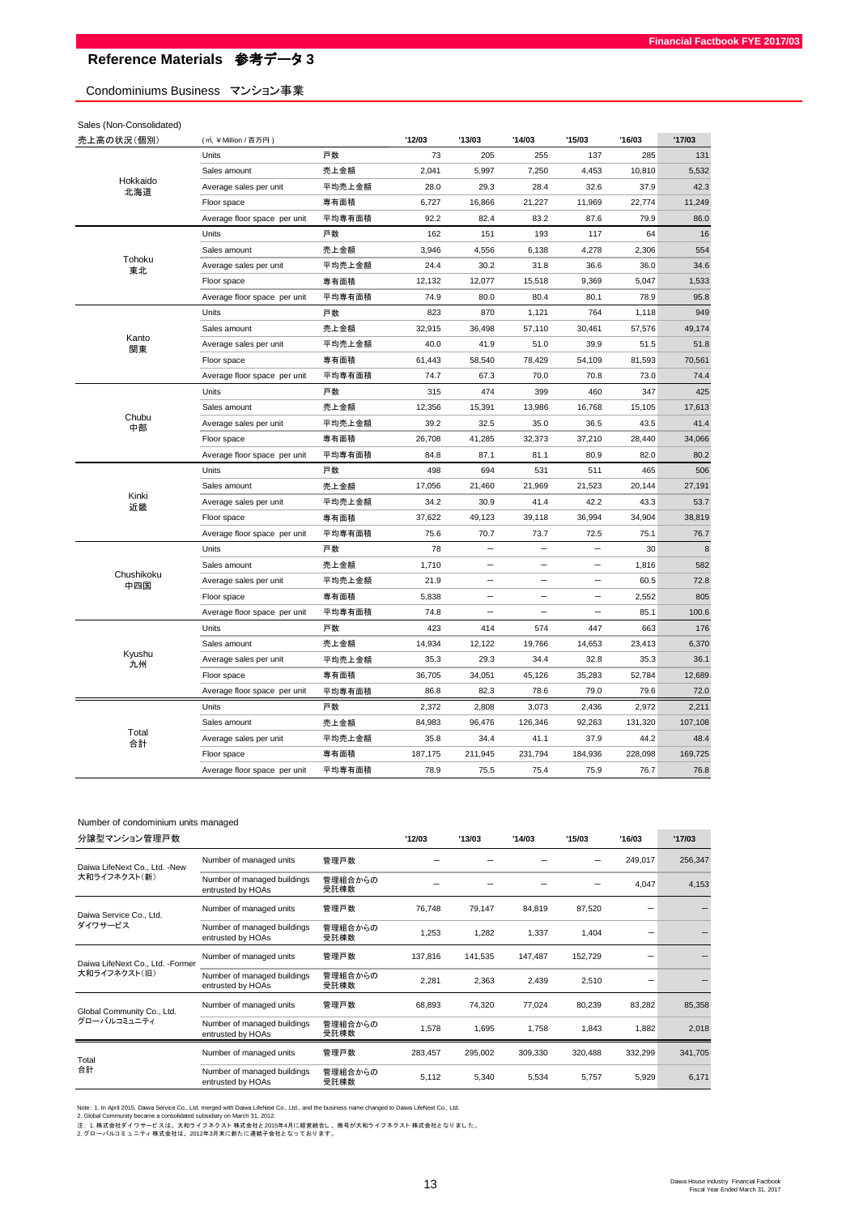# Reference Materials 参考データ 3

## Condominiums Business マンション事業

Sales (Non-Consolidated)

| 売上高の状況(個別) | (㎡, ¥ Million / 百万円) | | '12/03 | '13/03 | '14/03 | '15/03 | '16/03 | '17/03 |
|---|---|---|---|---|---|---|---|---|
| Hokkaido 北海道 | Units | 戸数 | 73 | 205 | 255 | 137 | 285 | 131 |
| | Sales amount | 売上金額 | 2,041 | 5,997 | 7,250 | 4,453 | 10,810 | 5,532 |
| | Average sales per unit | 平均売上金額 | 28.0 | 29.3 | 28.4 | 32.6 | 37.9 | 42.3 |
| | Floor space | 専有面積 | 6,727 | 16,866 | 21,227 | 11,969 | 22,774 | 11,249 |
| | Average floor space per unit | 平均専有面積 | 92.2 | 82.4 | 83.2 | 87.6 | 79.9 | 86.0 |
| Tohoku 東北 | Units | 戸数 | 162 | 151 | 193 | 117 | 64 | 16 |
| | Sales amount | 売上金額 | 3,946 | 4,556 | 6,138 | 4,278 | 2,306 | 554 |
| | Average sales per unit | 平均売上金額 | 24.4 | 30.2 | 31.8 | 36.6 | 36.0 | 34.6 |
| | Floor space | 専有面積 | 12,132 | 12,077 | 15,518 | 9,369 | 5,047 | 1,533 |
| | Average floor space per unit | 平均専有面積 | 74.9 | 80.0 | 80.4 | 80.1 | 78.9 | 95.8 |
| Kanto 関東 | Units | 戸数 | 823 | 870 | 1,121 | 764 | 1,118 | 949 |
| | Sales amount | 売上金額 | 32,915 | 36,498 | 57,110 | 30,461 | 57,576 | 49,174 |
| | Average sales per unit | 平均売上金額 | 40.0 | 41.9 | 51.0 | 39.9 | 51.5 | 51.8 |
| | Floor space | 専有面積 | 61,443 | 58,540 | 78,429 | 54,109 | 81,593 | 70,561 |
| | Average floor space per unit | 平均専有面積 | 74.7 | 67.3 | 70.0 | 70.8 | 73.0 | 74.4 |
| Chubu 中部 | Units | 戸数 | 315 | 474 | 399 | 460 | 347 | 425 |
| | Sales amount | 売上金額 | 12,356 | 15,391 | 13,986 | 16,768 | 15,105 | 17,613 |
| | Average sales per unit | 平均売上金額 | 39.2 | 32.5 | 35.0 | 36.5 | 43.5 | 41.4 |
| | Floor space | 専有面積 | 26,708 | 41,285 | 32,373 | 37,210 | 28,440 | 34,066 |
| | Average floor space per unit | 平均専有面積 | 84.8 | 87.1 | 81.1 | 80.9 | 82.0 | 80.2 |
| Kinki 近畿 | Units | 戸数 | 498 | 694 | 531 | 511 | 465 | 506 |
| | Sales amount | 売上金額 | 17,056 | 21,460 | 21,969 | 21,523 | 20,144 | 27,191 |
| | Average sales per unit | 平均売上金額 | 34.2 | 30.9 | 41.4 | 42.2 | 43.3 | 53.7 |
| | Floor space | 専有面積 | 37,622 | 49,123 | 39,118 | 36,994 | 34,904 | 38,819 |
| | Average floor space per unit | 平均専有面積 | 75.6 | 70.7 | 73.7 | 72.5 | 75.1 | 76.7 |
| Chushikoku 中四国 | Units | 戸数 | 78 | – | – | – | 30 | 8 |
| | Sales amount | 売上金額 | 1,710 | – | – | – | 1,816 | 582 |
| | Average sales per unit | 平均売上金額 | 21.9 | – | – | – | 60.5 | 72.8 |
| | Floor space | 専有面積 | 5,838 | – | – | – | 2,552 | 805 |
| | Average floor space per unit | 平均専有面積 | 74.8 | – | – | – | 85.1 | 100.6 |
| Kyushu 九州 | Units | 戸数 | 423 | 414 | 574 | 447 | 663 | 176 |
| | Sales amount | 売上金額 | 14,934 | 12,122 | 19,766 | 14,653 | 23,413 | 6,370 |
| | Average sales per unit | 平均売上金額 | 35.3 | 29.3 | 34.4 | 32.8 | 35.3 | 36.1 |
| | Floor space | 専有面積 | 36,705 | 34,051 | 45,126 | 35,283 | 52,784 | 12,689 |
| | Average floor space per unit | 平均専有面積 | 86.8 | 82.3 | 78.6 | 79.0 | 79.6 | 72.0 |
| Total 合計 | Units | 戸数 | 2,372 | 2,808 | 3,073 | 2,436 | 2,972 | 2,211 |
| | Sales amount | 売上金額 | 84,983 | 96,476 | 126,346 | 92,263 | 131,320 | 107,108 |
| | Average sales per unit | 平均売上金額 | 35.8 | 34.4 | 41.1 | 37.9 | 44.2 | 48.4 |
| | Floor space | 専有面積 | 187,175 | 211,945 | 231,794 | 184,936 | 228,098 | 169,725 |
| | Average floor space per unit | 平均専有面積 | 78.9 | 75.5 | 75.4 | 75.9 | 76.7 | 76.8 |

Number of condominium units managed

| 分譲型マンション管理戸数 | | | '12/03 | '13/03 | '14/03 | '15/03 | '16/03 | '17/03 |
|---|---|---|---|---|---|---|---|---|
| Daiwa LifeNext Co., Ltd. -New 大和ライフネクスト(新) | Number of managed units | 管理戸数 | – | – | – | – | 249,017 | 256,347 |
| | Number of managed buildings entrusted by HOAs | 管理組合からの受託棟数 | – | – | – | – | 4,047 | 4,153 |
| Daiwa Service Co., Ltd. ダイワサービス | Number of managed units | 管理戸数 | 76,748 | 79,147 | 84,819 | 87,520 | – | – |
| | Number of managed buildings entrusted by HOAs | 管理組合からの受託棟数 | 1,253 | 1,282 | 1,337 | 1,404 | – | – |
| Daiwa LifeNext Co., Ltd. -Former 大和ライフネクスト(旧) | Number of managed units | 管理戸数 | 137,816 | 141,535 | 147,487 | 152,729 | – | – |
| | Number of managed buildings entrusted by HOAs | 管理組合からの受託棟数 | 2,281 | 2,363 | 2,439 | 2,510 | – | – |
| Global Community Co., Ltd. グローバルコミュニティ | Number of managed units | 管理戸数 | 68,893 | 74,320 | 77,024 | 80,239 | 83,282 | 85,358 |
| | Number of managed buildings entrusted by HOAs | 管理組合からの受託棟数 | 1,578 | 1,695 | 1,758 | 1,843 | 1,882 | 2,018 |
| Total 合計 | Number of managed units | 管理戸数 | 283,457 | 295,002 | 309,330 | 320,488 | 332,299 | 341,705 |
| | Number of managed buildings entrusted by HOAs | 管理組合からの受託棟数 | 5,112 | 5,340 | 5,534 | 5,757 | 5,929 | 6,171 |

Note: 1. In April 2015, Daiwa Service Co., Ltd. merged with Daiwa LifeNext Co., Ltd., and the business name changed to Daiwa LifeNext Co., Ltd.
2. Global Community became a consolidated subsidiary on March 31, 2012.
注：1. 株式会社ダイワサービスは、大和ライフネクスト株式会社と2015年4月に経営統合し、商号が大和ライフネクスト株式会社となりました。
2. グローバルコミュニティ株式会社は、2012年3月末に新たに連結子会社となっております。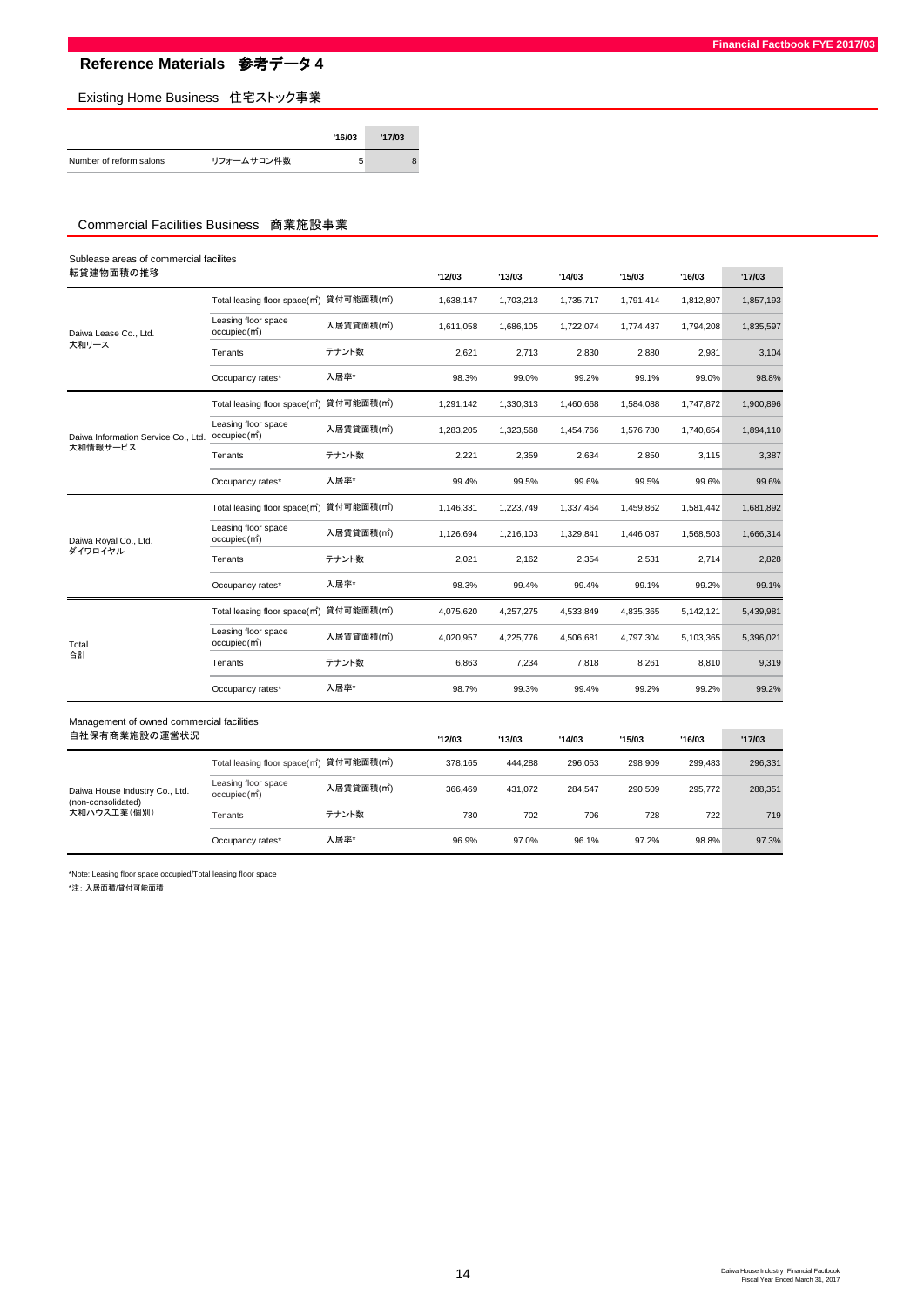# Reference Materials　参考データ 4

## Existing Home Business　住宅ストック事業

| | | '16/03 | '17/03 |
|---|---|---|---|
| Number of reform salons | リフォームサロン件数 | 5 | 8 |

## Commercial Facilities Business　商業施設事業

### Sublease areas of commercial facilites
転貸建物面積の推移

| | | | '12/03 | '13/03 | '14/03 | '15/03 | '16/03 | '17/03 |
|---|---|---|---|---|---|---|---|---|
| Daiwa Lease Co., Ltd. 大和リース | Total leasing floor space(㎡) | 貸付可能面積(㎡) | 1,638,147 | 1,703,213 | 1,735,717 | 1,791,414 | 1,812,807 | 1,857,193 |
| | Leasing floor space occupied(㎡) | 入居賃貸面積(㎡) | 1,611,058 | 1,686,105 | 1,722,074 | 1,774,437 | 1,794,208 | 1,835,597 |
| | Tenants | テナント数 | 2,621 | 2,713 | 2,830 | 2,880 | 2,981 | 3,104 |
| | Occupancy rates* | 入居率* | 98.3% | 99.0% | 99.2% | 99.1% | 99.0% | 98.8% |
| Daiwa Information Service Co., Ltd. 大和情報サービス | Total leasing floor space(㎡) | 貸付可能面積(㎡) | 1,291,142 | 1,330,313 | 1,460,668 | 1,584,088 | 1,747,872 | 1,900,896 |
| | Leasing floor space occupied(㎡) | 入居賃貸面積(㎡) | 1,283,205 | 1,323,568 | 1,454,766 | 1,576,780 | 1,740,654 | 1,894,110 |
| | Tenants | テナント数 | 2,221 | 2,359 | 2,634 | 2,850 | 3,115 | 3,387 |
| | Occupancy rates* | 入居率* | 99.4% | 99.5% | 99.6% | 99.5% | 99.6% | 99.6% |
| Daiwa Royal Co., Ltd. ダイワロイヤル | Total leasing floor space(㎡) | 貸付可能面積(㎡) | 1,146,331 | 1,223,749 | 1,337,464 | 1,459,862 | 1,581,442 | 1,681,892 |
| | Leasing floor space occupied(㎡) | 入居賃貸面積(㎡) | 1,126,694 | 1,216,103 | 1,329,841 | 1,446,087 | 1,568,503 | 1,666,314 |
| | Tenants | テナント数 | 2,021 | 2,162 | 2,354 | 2,531 | 2,714 | 2,828 |
| | Occupancy rates* | 入居率* | 98.3% | 99.4% | 99.4% | 99.1% | 99.2% | 99.1% |
| Total 合計 | Total leasing floor space(㎡) | 貸付可能面積(㎡) | 4,075,620 | 4,257,275 | 4,533,849 | 4,835,365 | 5,142,121 | 5,439,981 |
| | Leasing floor space occupied(㎡) | 入居賃貸面積(㎡) | 4,020,957 | 4,225,776 | 4,506,681 | 4,797,304 | 5,103,365 | 5,396,021 |
| | Tenants | テナント数 | 6,863 | 7,234 | 7,818 | 8,261 | 8,810 | 9,319 |
| | Occupancy rates* | 入居率* | 98.7% | 99.3% | 99.4% | 99.2% | 99.2% | 99.2% |

### Management of owned commercial facilities
自社保有商業施設の運営状況

| | | | '12/03 | '13/03 | '14/03 | '15/03 | '16/03 | '17/03 |
|---|---|---|---|---|---|---|---|---|
| Daiwa House Industry Co., Ltd. (non-consolidated) 大和ハウス工業(個別) | Total leasing floor space(㎡) | 貸付可能面積(㎡) | 378,165 | 444,288 | 296,053 | 298,909 | 299,483 | 296,331 |
| | Leasing floor space occupied(㎡) | 入居賃貸面積(㎡) | 366,469 | 431,072 | 284,547 | 290,509 | 295,772 | 288,351 |
| | Tenants | テナント数 | 730 | 702 | 706 | 728 | 722 | 719 |
| | Occupancy rates* | 入居率* | 96.9% | 97.0% | 96.1% | 97.2% | 98.8% | 97.3% |

*Note: Leasing floor space occupied/Total leasing floor space

*注：入居面積/貸付可能面積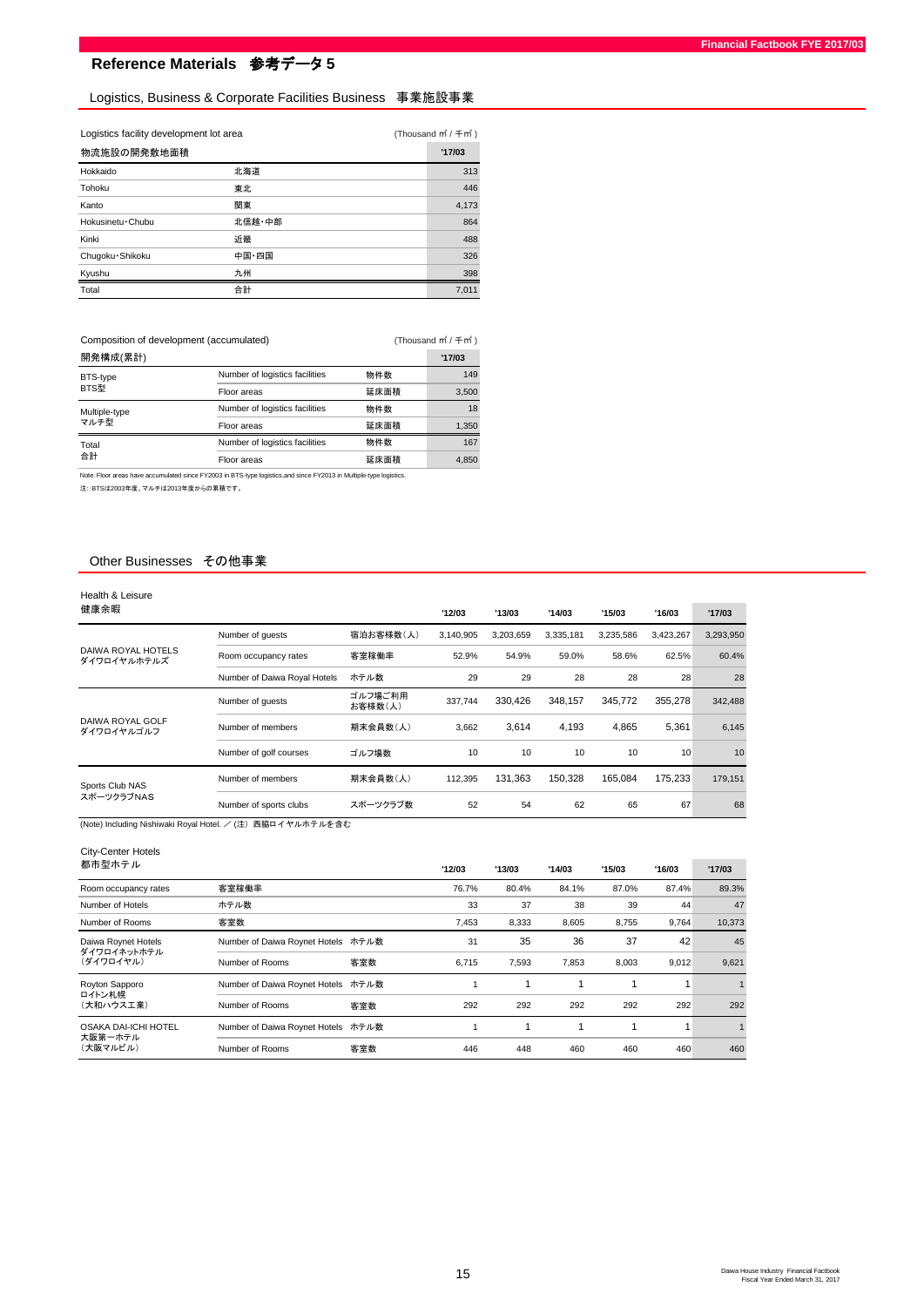# Reference Materials　参考データ 5

## Logistics, Business & Corporate Facilities Business　事業施設事業

Logistics facility development lot area　(Thousand ㎡ / 千㎡)

| 物流施設の開発敷地面積 | | '17/03 |
|---|---|---|
| Hokkaido | 北海道 | 313 |
| Tohoku | 東北 | 446 |
| Kanto | 関東 | 4,173 |
| Hokusinetu･Chubu | 北信越･中部 | 864 |
| Kinki | 近畿 | 488 |
| Chugoku･Shikoku | 中国･四国 | 326 |
| Kyushu | 九州 | 398 |
| Total | 合計 | 7,011 |

Composition of development (accumulated)　(Thousand ㎡ / 千㎡)

| 開発構成(累計) | | | '17/03 |
|---|---|---|---|
| BTS-type BTS型 | Number of logistics facilities | 物件数 | 149 |
| | Floor areas | 延床面積 | 3,500 |
| Multiple-type マルチ型 | Number of logistics facilities | 物件数 | 18 |
| | Floor areas | 延床面積 | 1,350 |
| Total 合計 | Number of logistics facilities | 物件数 | 167 |
| | Floor areas | 延床面積 | 4,850 |

Note: Floor areas have accumulated since FY2003 in BTS-type logistics,and since FY2013 in Multiple-type logistics.

注：BTSは2003年度、マルチは2013年度からの累積です。

## Other Businesses　その他事業

Health & Leisure
健康余暇

| | | | '12/03 | '13/03 | '14/03 | '15/03 | '16/03 | '17/03 |
|---|---|---|---|---|---|---|---|---|
| DAIWA ROYAL HOTELS ダイワロイヤルホテルズ | Number of guests | 宿泊お客様数(人) | 3,140,905 | 3,203,659 | 3,335,181 | 3,235,586 | 3,423,267 | 3,293,950 |
| | Room occupancy rates | 客室稼働率 | 52.9% | 54.9% | 59.0% | 58.6% | 62.5% | 60.4% |
| | Number of Daiwa Royal Hotels | ホテル数 | 29 | 29 | 28 | 28 | 28 | 28 |
| DAIWA ROYAL GOLF ダイワロイヤルゴルフ | Number of guests | ゴルフ場ご利用お客様数(人) | 337,744 | 330,426 | 348,157 | 345,772 | 355,278 | 342,488 |
| | Number of members | 期末会員数(人) | 3,662 | 3,614 | 4,193 | 4,865 | 5,361 | 6,145 |
| | Number of golf courses | ゴルフ場数 | 10 | 10 | 10 | 10 | 10 | 10 |
| Sports Club NAS スポーツクラブNAS | Number of members | 期末会員数(人) | 112,395 | 131,363 | 150,328 | 165,084 | 175,233 | 179,151 |
| | Number of sports clubs | スポーツクラブ数 | 52 | 54 | 62 | 65 | 67 | 68 |

(Note) Including Nishiwaki Royal Hotel. ／(注) 西脇ロイヤルホテルを含む

City-Center Hotels
都市型ホテル

| | | | '12/03 | '13/03 | '14/03 | '15/03 | '16/03 | '17/03 |
|---|---|---|---|---|---|---|---|---|
| Room occupancy rates | 客室稼働率 | | 76.7% | 80.4% | 84.1% | 87.0% | 87.4% | 89.3% |
| Number of Hotels | ホテル数 | | 33 | 37 | 38 | 39 | 44 | 47 |
| Number of Rooms | 客室数 | | 7,453 | 8,333 | 8,605 | 8,755 | 9,764 | 10,373 |
| Daiwa Roynet Hotels ダイワロイネットホテル (ダイワロイヤル) | Number of Daiwa Roynet Hotels | ホテル数 | 31 | 35 | 36 | 37 | 42 | 45 |
| | Number of Rooms | 客室数 | 6,715 | 7,593 | 7,853 | 8,003 | 9,012 | 9,621 |
| Royton Sapporo ロイトン札幌 (大和ハウス工業) | Number of Daiwa Roynet Hotels | ホテル数 | 1 | 1 | 1 | 1 | 1 | 1 |
| | Number of Rooms | 客室数 | 292 | 292 | 292 | 292 | 292 | 292 |
| OSAKA DAI-ICHI HOTEL 大阪第一ホテル (大阪マルビル) | Number of Daiwa Roynet Hotels | ホテル数 | 1 | 1 | 1 | 1 | 1 | 1 |
| | Number of Rooms | 客室数 | 446 | 448 | 460 | 460 | 460 | 460 |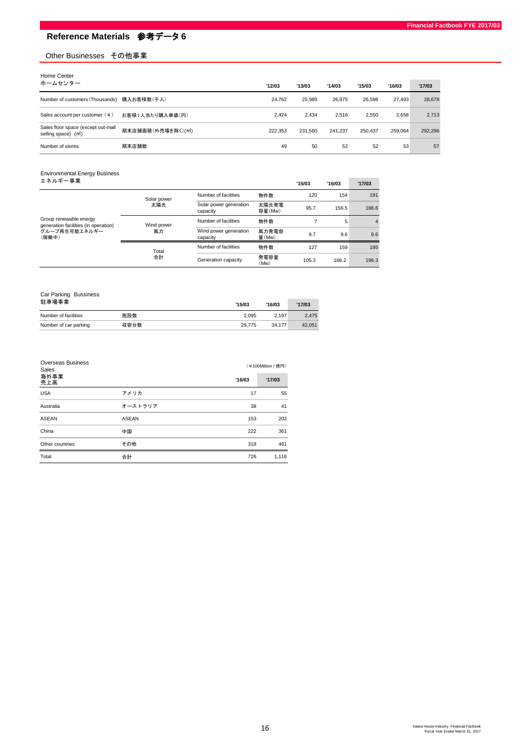# Reference Materials　参考データ 6

## Other Businesses　その他事業

### Home Center
ホームセンター

| | | '12/03 | '13/03 | '14/03 | '15/03 | '16/03 | '17/03 |
|---|---|---|---|---|---|---|---|
| Number of customers (Thousands) | 購入お客様数(千人) | 24,762 | 25,989 | 26,975 | 26,598 | 27,493 | 28,678 |
| Sales account per customer (¥) | お客様1人当たり購入単価(円) | 2,424 | 2,434 | 2,516 | 2,550 | 2,658 | 2,713 |
| Sales floor space (except out-mall selling space) (㎡) | 期末店舗面積(外売場を除く)(㎡) | 222,353 | 231,560 | 241,237 | 250,437 | 259,064 | 292,296 |
| Number of stores | 期末店舗数 | 49 | 50 | 52 | 52 | 53 | 57 |

### Environmental Energy Business
エネルギー事業

| | | | | '15/03 | '16/03 | '17/03 |
|---|---|---|---|---|---|---|
| Group renewable energy generation facilities (in operation) グループ再生可能エネルギー(稼働中) | Solar power 太陽光 | Number of facilities | 物件数 | 120 | 154 | 191 |
| | | Solar power generation capacity | 太陽光発電容量(Mw) | 95.7 | 156.5 | 186.6 |
| | Wind power 風力 | Number of facilities | 物件数 | 7 | 5 | 4 |
| | | Wind power generation capacity | 風力発電容量(Mw) | 9.7 | 9.6 | 9.6 |
| | Total 合計 | Number of facilities | 物件数 | 127 | 159 | 195 |
| | | Generation capacity | 発電容量(Mw) | 105.3 | 166.2 | 196.3 |

### Car Parking Bussiness
駐車場事業

| | | '15/03 | '16/03 | '17/03 |
|---|---|---|---|---|
| Number of facilities | 施設数 | 2,095 | 2,197 | 2,475 |
| Number of car parking | 収容台数 | 29,775 | 34,177 | 42,051 |

### Overseas Business Sales
海外事業 売上高

(¥100Million / 億円)

| | | '16/03 | '17/03 |
|---|---|---|---|
| USA | アメリカ | 17 | 55 |
| Australia | オーストラリア | 38 | 41 |
| ASEAN | ASEAN | 153 | 202 |
| China | 中国 | 222 | 361 |
| Other countries | その他 | 318 | 461 |
| Total | 合計 | 726 | 1,116 |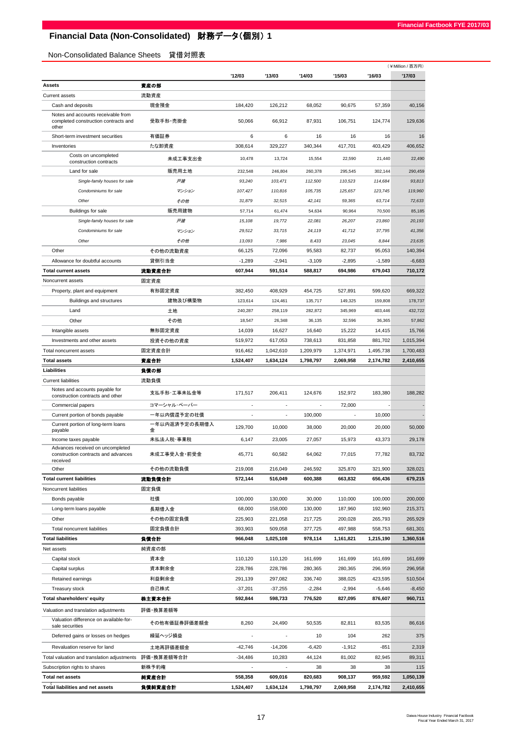# Financial Data (Non-Consolidated) 財務データ(個別) 1

## Non-Consolidated Balance Sheets 貸借対照表

(¥Million / 百万円)

| | | '12/03 | '13/03 | '14/03 | '15/03 | '16/03 | '17/03 |
|---|---|---|---|---|---|---|---|
| **Assets** | **資産の部** | | | | | | |
| Current assets | 流動資産 | | | | | | |
| Cash and deposits | 現金預金 | 184,420 | 126,212 | 68,052 | 90,675 | 57,359 | 40,156 |
| Notes and accounts receivable from completed construction contracts and other | 受取手形・売掛金 | 50,066 | 66,912 | 87,931 | 106,751 | 124,774 | 129,636 |
| Short-term investment securities | 有価証券 | 6 | 6 | 16 | 16 | 16 | 16 |
| Inventories | たな卸資産 | 308,614 | 329,227 | 340,344 | 417,701 | 403,429 | 406,652 |
| Costs on uncompleted construction contracts | 未成工事支出金 | 10,478 | 13,724 | 15,554 | 22,590 | 21,440 | 22,490 |
| Land for sale | 販売用土地 | 232,548 | 246,804 | 260,378 | 295,545 | 302,144 | 290,459 |
| *Single-family houses for sale* | *戸建* | *93,240* | *103,471* | *112,500* | *110,523* | *114,684* | *93,813* |
| *Condominiums for sale* | *マンション* | *107,427* | *110,816* | *105,735* | *125,657* | *123,745* | *119,960* |
| *Other* | *その他* | *31,879* | *32,515* | *42,141* | *59,365* | *63,714* | *72,633* |
| Buildings for sale | 販売用建物 | 57,714 | 61,474 | 54,634 | 90,964 | 70,500 | 85,185 |
| *Single-family houses for sale* | *戸建* | *15,108* | *19,772* | *22,081* | *26,207* | *23,860* | *20,193* |
| *Condominiums for sale* | *マンション* | *29,512* | *33,715* | *24,119* | *41,712* | *37,795* | *41,356* |
| *Other* | *その他* | *13,093* | *7,986* | *8,433* | *23,045* | *8,844* | *23,635* |
| Other | その他の流動資産 | 66,125 | 72,096 | 95,583 | 82,737 | 95,053 | 140,394 |
| Allowance for doubtful accounts | 貸倒引当金 | -1,289 | -2,941 | -3,109 | -2,895 | -1,589 | -6,683 |
| **Total current assets** | **流動資産合計** | **607,944** | **591,514** | **588,817** | **694,986** | **679,043** | **710,172** |
| Noncurrent assets | 固定資産 | | | | | | |
| Property, plant and equipment | 有形固定資産 | 382,450 | 408,929 | 454,725 | 527,891 | 599,620 | 669,322 |
| Buildings and structures | 建物及び構築物 | 123,614 | 124,461 | 135,717 | 149,325 | 159,808 | 178,737 |
| Land | 土地 | 240,287 | 258,119 | 282,872 | 345,969 | 403,446 | 432,722 |
| Other | その他 | 18,547 | 26,348 | 36,135 | 32,596 | 36,365 | 57,862 |
| Intangible assets | 無形固定資産 | 14,039 | 16,627 | 16,640 | 15,222 | 14,415 | 15,766 |
| Investments and other assets | 投資その他の資産 | 519,972 | 617,053 | 738,613 | 831,858 | 881,702 | 1,015,394 |
| Total noncurrent assets | 固定資産合計 | 916,462 | 1,042,610 | 1,209,979 | 1,374,971 | 1,495,738 | 1,700,483 |
| **Total assets** | **資産合計** | **1,524,407** | **1,634,124** | **1,798,797** | **2,069,958** | **2,174,782** | **2,410,655** |
| **Liabilities** | **負債の部** | | | | | | |
| Current liabilities | 流動負債 | | | | | | |
| Notes and accounts payable for construction contracts and other | 支払手形・工事未払金等 | 171,517 | 206,411 | 124,676 | 152,972 | 183,380 | 188,282 |
| Commercial papers | コマーシャル・ペーパー | - | - | - | 72,000 | - | - |
| Current portion of bonds payable | 一年以内償還予定の社債 | - | - | 100,000 | - | 10,000 | - |
| Current portion of long-term loans payable | 一年以内返済予定の長期借入金 | 129,700 | 10,000 | 38,000 | 20,000 | 20,000 | 50,000 |
| Income taxes payable | 未払法人税・事業税 | 6,147 | 23,005 | 27,057 | 15,973 | 43,373 | 29,178 |
| Advances received on uncompleted construction contracts and advances received | 未成工事受入金・前受金 | 45,771 | 60,582 | 64,062 | 77,015 | 77,782 | 83,732 |
| Other | その他の流動負債 | 219,008 | 216,049 | 246,592 | 325,870 | 321,900 | 328,021 |
| **Total current liabilities** | **流動負債合計** | **572,144** | **516,049** | **600,388** | **663,832** | **656,436** | **679,215** |
| Noncurrent liabilities | 固定負債 | | | | | | |
| Bonds payable | 社債 | 100,000 | 130,000 | 30,000 | 110,000 | 100,000 | 200,000 |
| Long-term loans payable | 長期借入金 | 68,000 | 158,000 | 130,000 | 187,960 | 192,960 | 215,371 |
| Other | その他の固定負債 | 225,903 | 221,058 | 217,725 | 200,028 | 265,793 | 265,929 |
| Total noncurrent liabilities | 固定負債合計 | 393,903 | 509,058 | 377,725 | 497,988 | 558,753 | 681,301 |
| **Total liabilities** | **負債合計** | **966,048** | **1,025,108** | **978,114** | **1,161,821** | **1,215,190** | **1,360,516** |
| Net assets | 純資産の部 | | | | | | |
| Capital stock | 資本金 | 110,120 | 110,120 | 161,699 | 161,699 | 161,699 | 161,699 |
| Capital surplus | 資本剰余金 | 228,786 | 228,786 | 280,365 | 280,365 | 296,959 | 296,958 |
| Retained earnings | 利益剰余金 | 291,139 | 297,082 | 336,740 | 388,025 | 423,595 | 510,504 |
| Treasury stock | 自己株式 | -37,201 | -37,255 | -2,284 | -2,994 | -5,646 | -8,450 |
| **Total shareholders' equity** | **株主資本合計** | **592,844** | **598,733** | **776,520** | **827,095** | **876,607** | **960,711** |
| Valuation and translation adjustments | 評価・換算差額等 | | | | | | |
| Valuation difference on available-for-sale securities | その他有価証券評価差額金 | 8,260 | 24,490 | 50,535 | 82,811 | 83,535 | 86,616 |
| Deferred gains or losses on hedges | 繰延ヘッジ損益 | - | - | 10 | 104 | 262 | 375 |
| Revaluation reserve for land | 土地再評価差額金 | -42,746 | -14,206 | -6,420 | -1,912 | -851 | 2,319 |
| Total valuation and translation adjustments | 評価・換算差額等合計 | -34,486 | 10,283 | 44,124 | 81,002 | 82,945 | 89,311 |
| Subscription rights to shares | 新株予約権 | - | - | 38 | 38 | 38 | 115 |
| **Total net assets** | **純資産合計** | **558,358** | **609,016** | **820,683** | **908,137** | **959,592** | **1,050,139** |
| **Total liabilities and net assets** | **負債純資産合計** | **1,524,407** | **1,634,124** | **1,798,797** | **2,069,958** | **2,174,782** | **2,410,655** |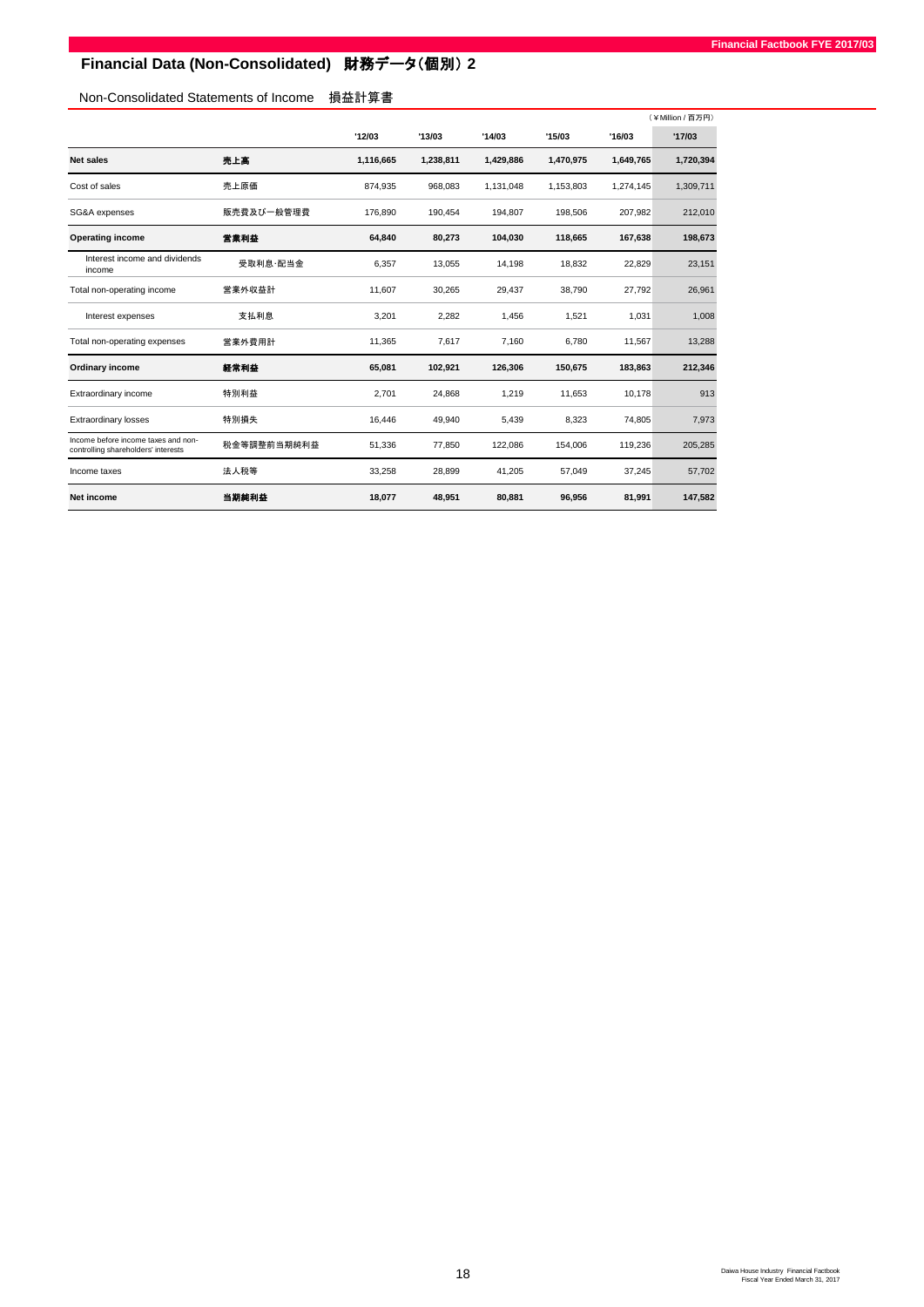# Financial Data (Non-Consolidated) 財務データ(個別) 2

## Non-Consolidated Statements of Income 損益計算書

(￥Million / 百万円)

| | | '12/03 | '13/03 | '14/03 | '15/03 | '16/03 | '17/03 |
|---|---|---|---|---|---|---|---|
| **Net sales** | **売上高** | **1,116,665** | **1,238,811** | **1,429,886** | **1,470,975** | **1,649,765** | **1,720,394** |
| Cost of sales | 売上原価 | 874,935 | 968,083 | 1,131,048 | 1,153,803 | 1,274,145 | 1,309,711 |
| SG&A expenses | 販売費及び一般管理費 | 176,890 | 190,454 | 194,807 | 198,506 | 207,982 | 212,010 |
| **Operating income** | **営業利益** | **64,840** | **80,273** | **104,030** | **118,665** | **167,638** | **198,673** |
| Interest income and dividends income | 受取利息･配当金 | 6,357 | 13,055 | 14,198 | 18,832 | 22,829 | 23,151 |
| Total non-operating income | 営業外収益計 | 11,607 | 30,265 | 29,437 | 38,790 | 27,792 | 26,961 |
| Interest expenses | 支払利息 | 3,201 | 2,282 | 1,456 | 1,521 | 1,031 | 1,008 |
| Total non-operating expenses | 営業外費用計 | 11,365 | 7,617 | 7,160 | 6,780 | 11,567 | 13,288 |
| **Ordinary income** | **経常利益** | **65,081** | **102,921** | **126,306** | **150,675** | **183,863** | **212,346** |
| Extraordinary income | 特別利益 | 2,701 | 24,868 | 1,219 | 11,653 | 10,178 | 913 |
| Extraordinary losses | 特別損失 | 16,446 | 49,940 | 5,439 | 8,323 | 74,805 | 7,973 |
| Income before income taxes and non-controlling shareholders' interests | 税金等調整前当期純利益 | 51,336 | 77,850 | 122,086 | 154,006 | 119,236 | 205,285 |
| Income taxes | 法人税等 | 33,258 | 28,899 | 41,205 | 57,049 | 37,245 | 57,702 |
| **Net income** | **当期純利益** | **18,077** | **48,951** | **80,881** | **96,956** | **81,991** | **147,582** |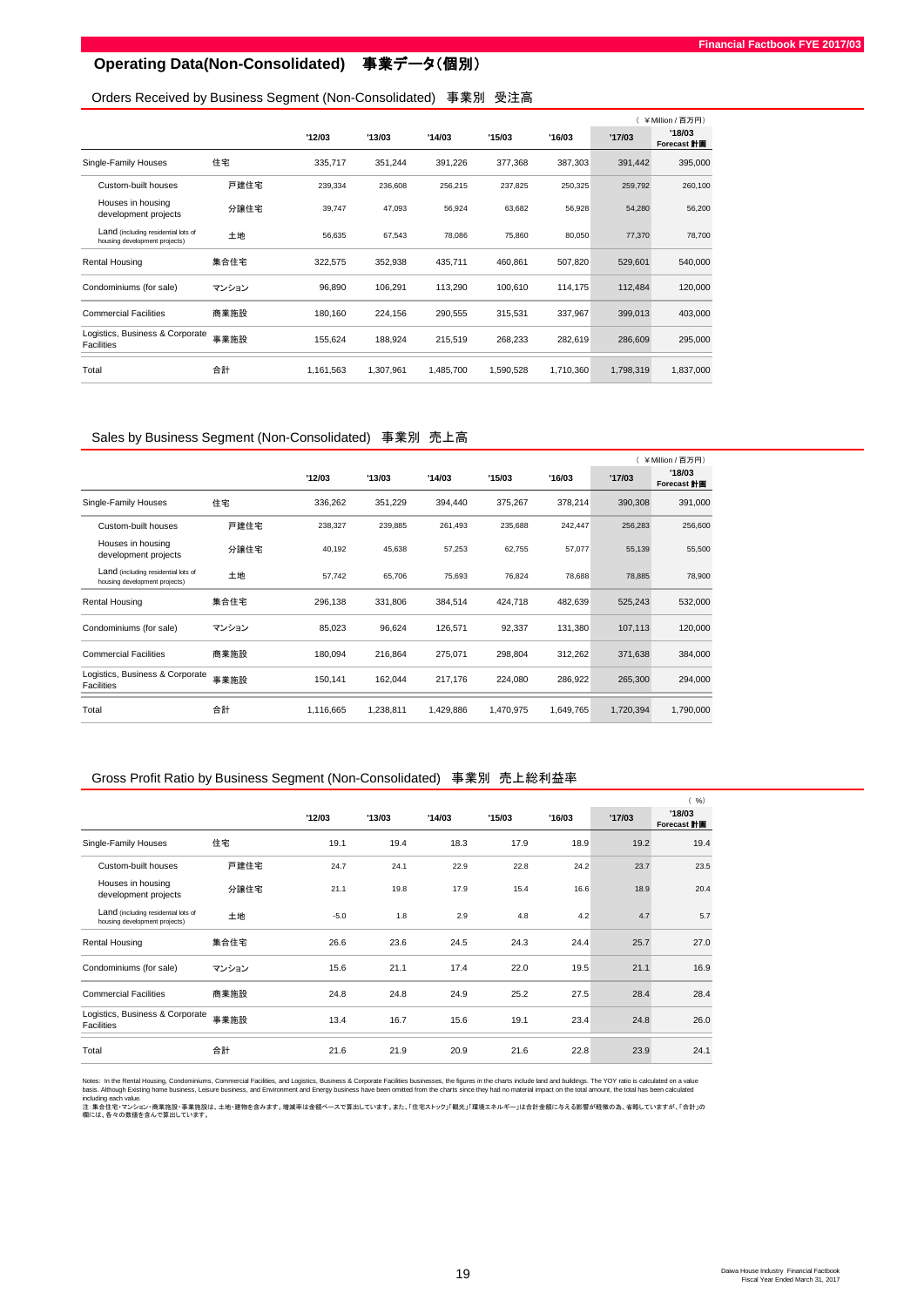# Operating Data(Non-Consolidated)　事業データ(個別)

## Orders Received by Business Segment (Non-Consolidated)　事業別　受注高

（￥Million / 百万円）

| | | '12/03 | '13/03 | '14/03 | '15/03 | '16/03 | '17/03 | '18/03 Forecast 計画 |
|---|---|---|---|---|---|---|---|---|
| Single-Family Houses | 住宅 | 335,717 | 351,244 | 391,226 | 377,368 | 387,303 | 391,442 | 395,000 |
| Custom-built houses | 戸建住宅 | 239,334 | 236,608 | 256,215 | 237,825 | 250,325 | 259,792 | 260,100 |
| Houses in housing development projects | 分譲住宅 | 39,747 | 47,093 | 56,924 | 63,682 | 56,928 | 54,280 | 56,200 |
| Land (including residential lots of housing development projects) | 土地 | 56,635 | 67,543 | 78,086 | 75,860 | 80,050 | 77,370 | 78,700 |
| Rental Housing | 集合住宅 | 322,575 | 352,938 | 435,711 | 460,861 | 507,820 | 529,601 | 540,000 |
| Condominiums (for sale) | マンション | 96,890 | 106,291 | 113,290 | 100,610 | 114,175 | 112,484 | 120,000 |
| Commercial Facilities | 商業施設 | 180,160 | 224,156 | 290,555 | 315,531 | 337,967 | 399,013 | 403,000 |
| Logistics, Business & Corporate Facilities | 事業施設 | 155,624 | 188,924 | 215,519 | 268,233 | 282,619 | 286,609 | 295,000 |
| Total | 合計 | 1,161,563 | 1,307,961 | 1,485,700 | 1,590,528 | 1,710,360 | 1,798,319 | 1,837,000 |

## Sales by Business Segment (Non-Consolidated)　事業別　売上高

（￥Million / 百万円）

| | | '12/03 | '13/03 | '14/03 | '15/03 | '16/03 | '17/03 | '18/03 Forecast 計画 |
|---|---|---|---|---|---|---|---|---|
| Single-Family Houses | 住宅 | 336,262 | 351,229 | 394,440 | 375,267 | 378,214 | 390,308 | 391,000 |
| Custom-built houses | 戸建住宅 | 238,327 | 239,885 | 261,493 | 235,688 | 242,447 | 256,283 | 256,600 |
| Houses in housing development projects | 分譲住宅 | 40,192 | 45,638 | 57,253 | 62,755 | 57,077 | 55,139 | 55,500 |
| Land (including residential lots of housing development projects) | 土地 | 57,742 | 65,706 | 75,693 | 76,824 | 78,688 | 78,885 | 78,900 |
| Rental Housing | 集合住宅 | 296,138 | 331,806 | 384,514 | 424,718 | 482,639 | 525,243 | 532,000 |
| Condominiums (for sale) | マンション | 85,023 | 96,624 | 126,571 | 92,337 | 131,380 | 107,113 | 120,000 |
| Commercial Facilities | 商業施設 | 180,094 | 216,864 | 275,071 | 298,804 | 312,262 | 371,638 | 384,000 |
| Logistics, Business & Corporate Facilities | 事業施設 | 150,141 | 162,044 | 217,176 | 224,080 | 286,922 | 265,300 | 294,000 |
| Total | 合計 | 1,116,665 | 1,238,811 | 1,429,886 | 1,470,975 | 1,649,765 | 1,720,394 | 1,790,000 |

## Gross Profit Ratio by Business Segment (Non-Consolidated)　事業別　売上総利益率

（%）

| | | '12/03 | '13/03 | '14/03 | '15/03 | '16/03 | '17/03 | '18/03 Forecast 計画 |
|---|---|---|---|---|---|---|---|---|
| Single-Family Houses | 住宅 | 19.1 | 19.4 | 18.3 | 17.9 | 18.9 | 19.2 | 19.4 |
| Custom-built houses | 戸建住宅 | 24.7 | 24.1 | 22.9 | 22.8 | 24.2 | 23.7 | 23.5 |
| Houses in housing development projects | 分譲住宅 | 21.1 | 19.8 | 17.9 | 15.4 | 16.6 | 18.9 | 20.4 |
| Land (including residential lots of housing development projects) | 土地 | -5.0 | 1.8 | 2.9 | 4.8 | 4.2 | 4.7 | 5.7 |
| Rental Housing | 集合住宅 | 26.6 | 23.6 | 24.5 | 24.3 | 24.4 | 25.7 | 27.0 |
| Condominiums (for sale) | マンション | 15.6 | 21.1 | 17.4 | 22.0 | 19.5 | 21.1 | 16.9 |
| Commercial Facilities | 商業施設 | 24.8 | 24.8 | 24.9 | 25.2 | 27.5 | 28.4 | 28.4 |
| Logistics, Business & Corporate Facilities | 事業施設 | 13.4 | 16.7 | 15.6 | 19.1 | 23.4 | 24.8 | 26.0 |
| Total | 合計 | 21.6 | 21.9 | 20.9 | 21.6 | 22.8 | 23.9 | 24.1 |

Notes: In the Rental Housing, Condominiums, Commercial Facilities, and Logistics, Business & Corporate Facilities businesses, the figures in the charts include land and buildings. The YOY ratio is calculated on a value basis. Although Existing home business, Leisure business, and Environment and Energy business have been omitted from the charts since they had no material impact on the total amount, the total has been calculated including each value.

注: 集合住宅・マンション・商業施設・事業施設は、土地・建物を含みます。増減率は金額ベースで算出しています。また、「住宅ストック」「観光」「環境エネルギー」は合計金額に与える影響が軽微の為、省略していますが、「合計」の欄には、各々の数値を含んで算出しています。